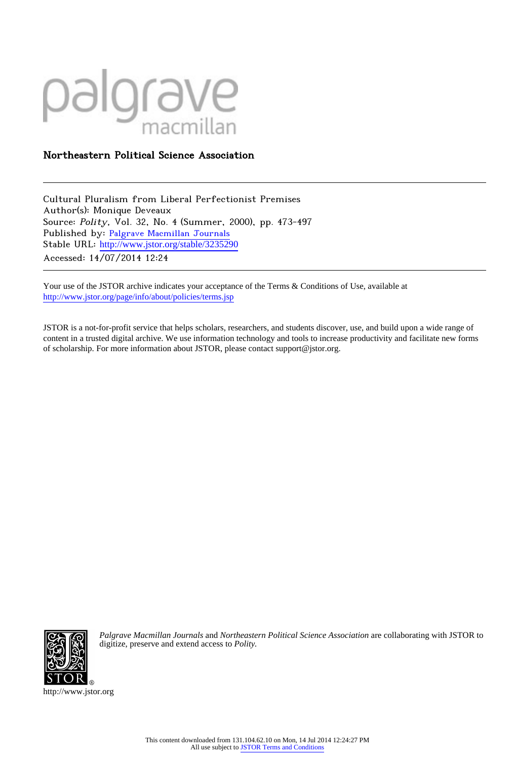palgrave macmillan

**Northeastern Political Science Association**

---

Cultural Pluralism from Liberal Perfectionist Premises
Author(s): Monique Deveaux
Source: *Polity*, Vol. 32, No. 4 (Summer, 2000), pp. 473-497
Published by: Palgrave Macmillan Journals
Stable URL: http://www.jstor.org/stable/3235290
Accessed: 14/07/2014 12:24

---

Your use of the JSTOR archive indicates your acceptance of the Terms & Conditions of Use, available at
http://www.jstor.org/page/info/about/policies/terms.jsp

JSTOR is a not-for-profit service that helps scholars, researchers, and students discover, use, and build upon a wide range of content in a trusted digital archive. We use information technology and tools to increase productivity and facilitate new forms of scholarship. For more information about JSTOR, please contact support@jstor.org.

*Palgrave Macmillan Journals* and *Northeastern Political Science Association* are collaborating with JSTOR to digitize, preserve and extend access to *Polity*.

http://www.jstor.org

This content downloaded from 131.104.62.10 on Mon, 14 Jul 2014 12:24:27 PM
All use subject to JSTOR Terms and Conditions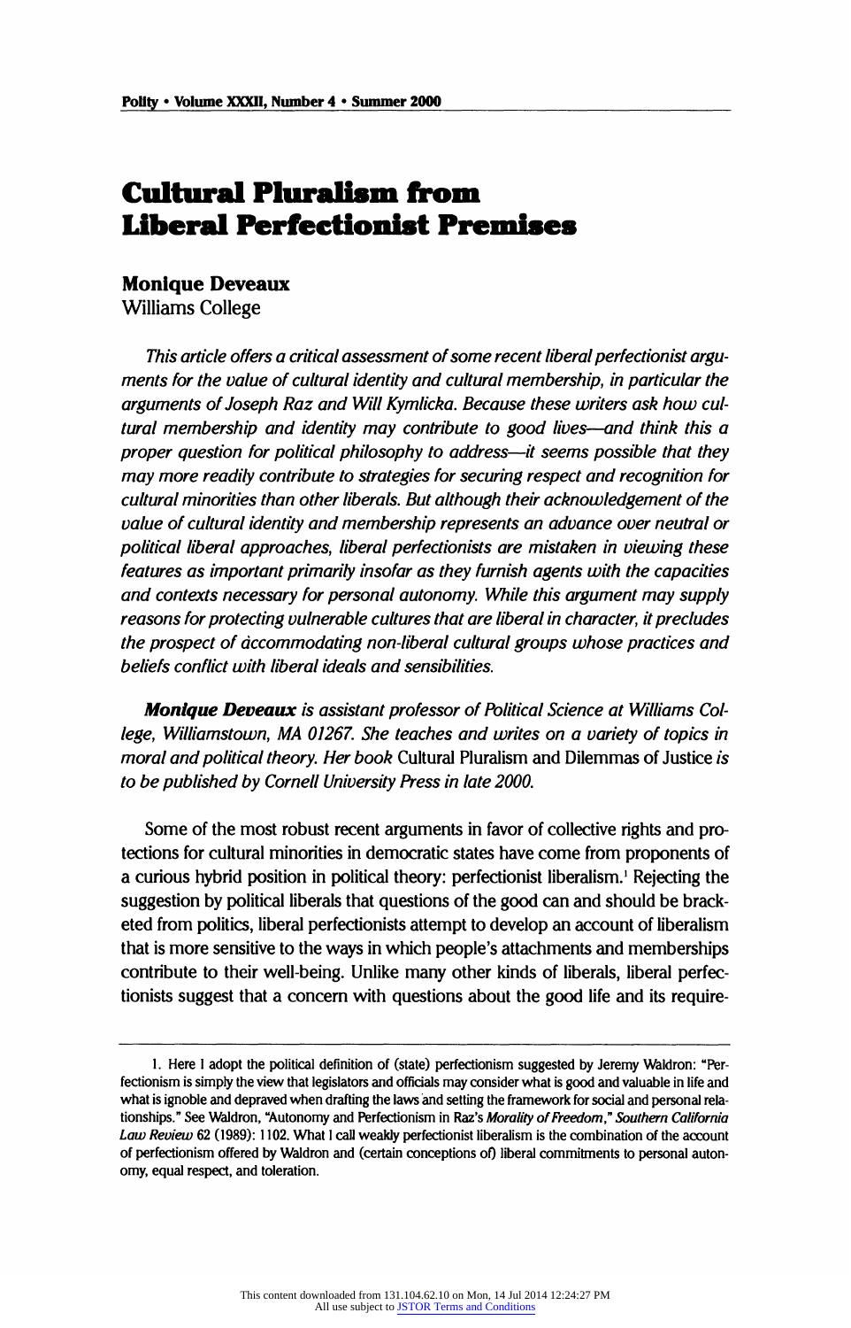# Cultural Pluralism from Liberal Perfectionist Premises

**Monique Deveaux**
Williams College

*This article offers a critical assessment of some recent liberal perfectionist arguments for the value of cultural identity and cultural membership, in particular the arguments of Joseph Raz and Will Kymlicka. Because these writers ask how cultural membership and identity may contribute to good lives—and think this a proper question for political philosophy to address—it seems possible that they may more readily contribute to strategies for securing respect and recognition for cultural minorities than other liberals. But although their acknowledgement of the value of cultural identity and membership represents an advance over neutral or political liberal approaches, liberal perfectionists are mistaken in viewing these features as important primarily insofar as they furnish agents with the capacities and contexts necessary for personal autonomy. While this argument may supply reasons for protecting vulnerable cultures that are liberal in character, it precludes the prospect of accommodating non-liberal cultural groups whose practices and beliefs conflict with liberal ideals and sensibilities.*

***Monique Deveaux*** *is assistant professor of Political Science at Williams College, Williamstown, MA 01267. She teaches and writes on a variety of topics in moral and political theory. Her book* Cultural Pluralism and Dilemmas of Justice *is to be published by Cornell University Press in late 2000.*

Some of the most robust recent arguments in favor of collective rights and protections for cultural minorities in democratic states have come from proponents of a curious hybrid position in political theory: perfectionist liberalism.[1] Rejecting the suggestion by political liberals that questions of the good can and should be bracketed from politics, liberal perfectionists attempt to develop an account of liberalism that is more sensitive to the ways in which people's attachments and memberships contribute to their well-being. Unlike many other kinds of liberals, liberal perfectionists suggest that a concern with questions about the good life and its require-

1. Here I adopt the political definition of (state) perfectionism suggested by Jeremy Waldron: "Perfectionism is simply the view that legislators and officials may consider what is good and valuable in life and what is ignoble and depraved when drafting the laws and setting the framework for social and personal relationships." See Waldron, "Autonomy and Perfectionism in Raz's *Morality of Freedom*," *Southern California Law Review* 62 (1989): 1102. What I call weakly perfectionist liberalism is the combination of the account of perfectionism offered by Waldron and (certain conceptions of) liberal commitments to personal autonomy, equal respect, and toleration.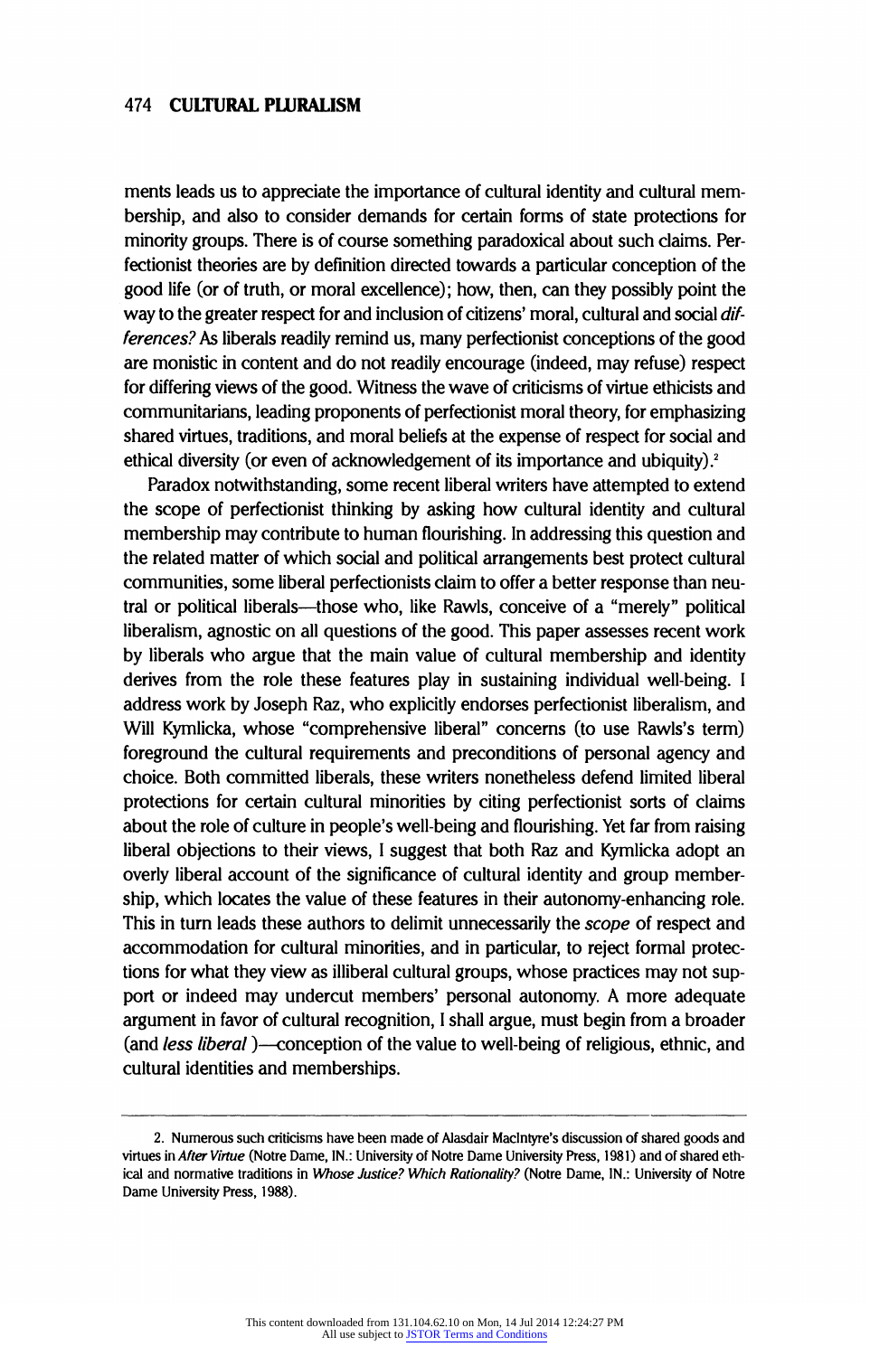ments leads us to appreciate the importance of cultural identity and cultural membership, and also to consider demands for certain forms of state protections for minority groups. There is of course something paradoxical about such claims. Perfectionist theories are by definition directed towards a particular conception of the good life (or of truth, or moral excellence); how, then, can they possibly point the way to the greater respect for and inclusion of citizens' moral, cultural and social *differences?* As liberals readily remind us, many perfectionist conceptions of the good are monistic in content and do not readily encourage (indeed, may refuse) respect for differing views of the good. Witness the wave of criticisms of virtue ethicists and communitarians, leading proponents of perfectionist moral theory, for emphasizing shared virtues, traditions, and moral beliefs at the expense of respect for social and ethical diversity (or even of acknowledgement of its importance and ubiquity).[2]

Paradox notwithstanding, some recent liberal writers have attempted to extend the scope of perfectionist thinking by asking how cultural identity and cultural membership may contribute to human flourishing. In addressing this question and the related matter of which social and political arrangements best protect cultural communities, some liberal perfectionists claim to offer a better response than neutral or political liberals—those who, like Rawls, conceive of a "merely" political liberalism, agnostic on all questions of the good. This paper assesses recent work by liberals who argue that the main value of cultural membership and identity derives from the role these features play in sustaining individual well-being. I address work by Joseph Raz, who explicitly endorses perfectionist liberalism, and Will Kymlicka, whose "comprehensive liberal" concerns (to use Rawls's term) foreground the cultural requirements and preconditions of personal agency and choice. Both committed liberals, these writers nonetheless defend limited liberal protections for certain cultural minorities by citing perfectionist sorts of claims about the role of culture in people's well-being and flourishing. Yet far from raising liberal objections to their views, I suggest that both Raz and Kymlicka adopt an overly liberal account of the significance of cultural identity and group membership, which locates the value of these features in their autonomy-enhancing role. This in turn leads these authors to delimit unnecessarily the *scope* of respect and accommodation for cultural minorities, and in particular, to reject formal protections for what they view as illiberal cultural groups, whose practices may not support or indeed may undercut members' personal autonomy. A more adequate argument in favor of cultural recognition, I shall argue, must begin from a broader (and *less liberal*)—conception of the value to well-being of religious, ethnic, and cultural identities and memberships.

---

2. Numerous such criticisms have been made of Alasdair MacIntyre's discussion of shared goods and virtues in *After Virtue* (Notre Dame, IN.: University of Notre Dame University Press, 1981) and of shared ethical and normative traditions in *Whose Justice? Which Rationality?* (Notre Dame, IN.: University of Notre Dame University Press, 1988).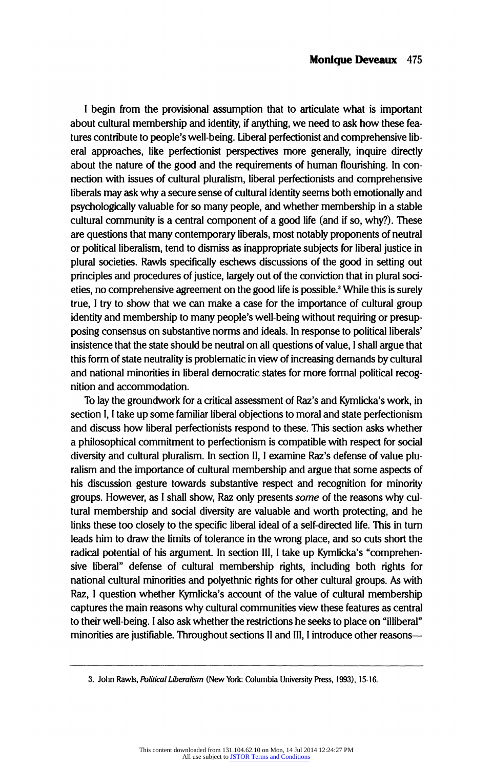I begin from the provisional assumption that to articulate what is important about cultural membership and identity, if anything, we need to ask how these features contribute to people's well-being. Liberal perfectionist and comprehensive liberal approaches, like perfectionist perspectives more generally, inquire directly about the nature of the good and the requirements of human flourishing. In connection with issues of cultural pluralism, liberal perfectionists and comprehensive liberals may ask why a secure sense of cultural identity seems both emotionally and psychologically valuable for so many people, and whether membership in a stable cultural community is a central component of a good life (and if so, why?). These are questions that many contemporary liberals, most notably proponents of neutral or political liberalism, tend to dismiss as inappropriate subjects for liberal justice in plural societies. Rawls specifically eschews discussions of the good in setting out principles and procedures of justice, largely out of the conviction that in plural societies, no comprehensive agreement on the good life is possible.[3] While this is surely true, I try to show that we can make a case for the importance of cultural group identity and membership to many people's well-being without requiring or presupposing consensus on substantive norms and ideals. In response to political liberals' insistence that the state should be neutral on all questions of value, I shall argue that this form of state neutrality is problematic in view of increasing demands by cultural and national minorities in liberal democratic states for more formal political recognition and accommodation.

To lay the groundwork for a critical assessment of Raz's and Kymlicka's work, in section I, I take up some familiar liberal objections to moral and state perfectionism and discuss how liberal perfectionists respond to these. This section asks whether a philosophical commitment to perfectionism is compatible with respect for social diversity and cultural pluralism. In section II, I examine Raz's defense of value pluralism and the importance of cultural membership and argue that some aspects of his discussion gesture towards substantive respect and recognition for minority groups. However, as I shall show, Raz only presents *some* of the reasons why cultural membership and social diversity are valuable and worth protecting, and he links these too closely to the specific liberal ideal of a self-directed life. This in turn leads him to draw the limits of tolerance in the wrong place, and so cuts short the radical potential of his argument. In section III, I take up Kymlicka's "comprehensive liberal" defense of cultural membership rights, including both rights for national cultural minorities and polyethnic rights for other cultural groups. As with Raz, I question whether Kymlicka's account of the value of cultural membership captures the main reasons why cultural communities view these features as central to their well-being. I also ask whether the restrictions he seeks to place on "illiberal" minorities are justifiable. Throughout sections II and III, I introduce other reasons—

3. John Rawls, *Political Liberalism* (New York: Columbia University Press, 1993), 15-16.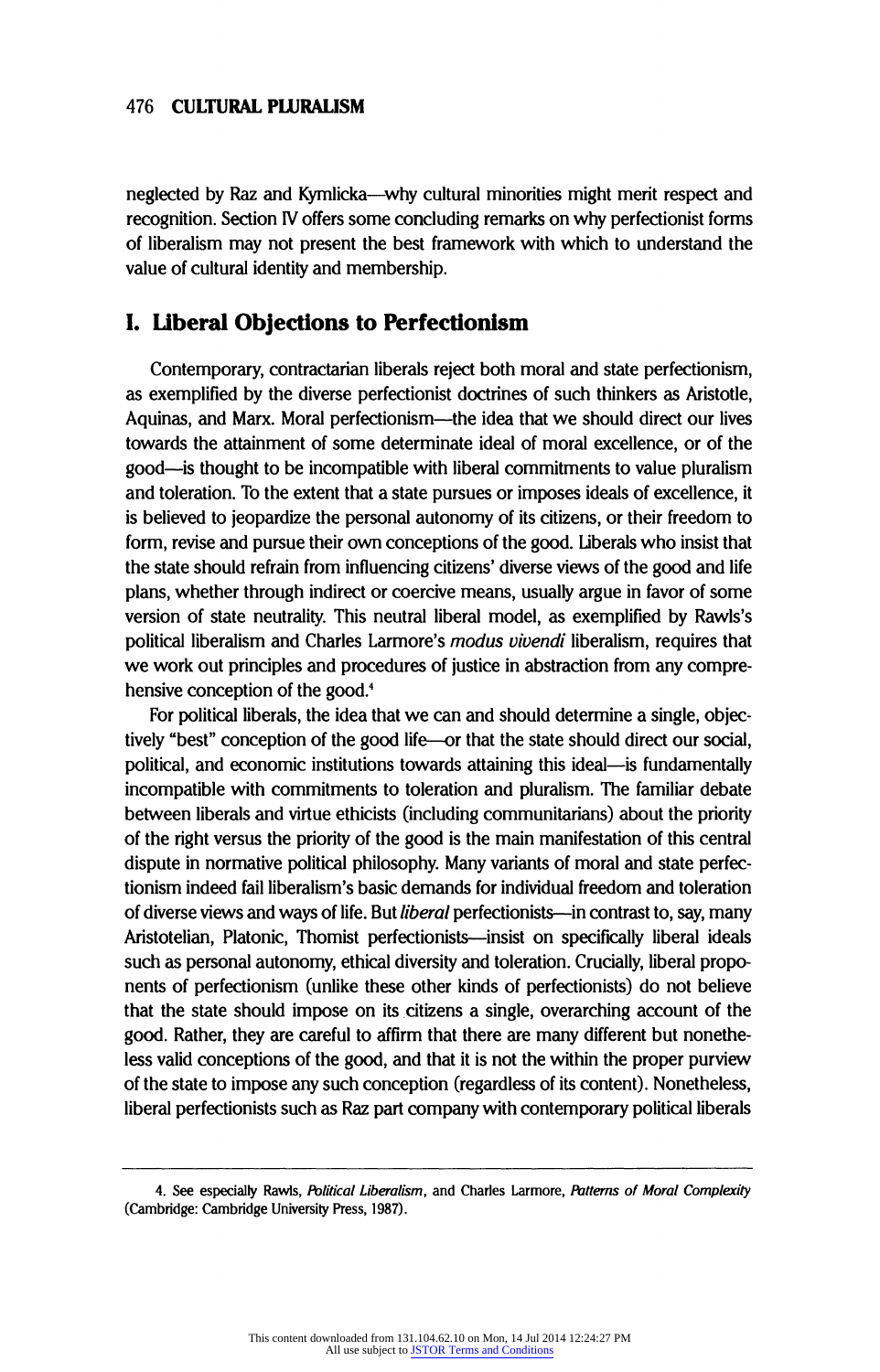neglected by Raz and Kymlicka—why cultural minorities might merit respect and recognition. Section IV offers some concluding remarks on why perfectionist forms of liberalism may not present the best framework with which to understand the value of cultural identity and membership.

## I. Liberal Objections to Perfectionism

Contemporary, contractarian liberals reject both moral and state perfectionism, as exemplified by the diverse perfectionist doctrines of such thinkers as Aristotle, Aquinas, and Marx. Moral perfectionism—the idea that we should direct our lives towards the attainment of some determinate ideal of moral excellence, or of the good—is thought to be incompatible with liberal commitments to value pluralism and toleration. To the extent that a state pursues or imposes ideals of excellence, it is believed to jeopardize the personal autonomy of its citizens, or their freedom to form, revise and pursue their own conceptions of the good. Liberals who insist that the state should refrain from influencing citizens' diverse views of the good and life plans, whether through indirect or coercive means, usually argue in favor of some version of state neutrality. This neutral liberal model, as exemplified by Rawls's political liberalism and Charles Larmore's *modus vivendi* liberalism, requires that we work out principles and procedures of justice in abstraction from any comprehensive conception of the good.[4]

For political liberals, the idea that we can and should determine a single, objectively "best" conception of the good life—or that the state should direct our social, political, and economic institutions towards attaining this ideal—is fundamentally incompatible with commitments to toleration and pluralism. The familiar debate between liberals and virtue ethicists (including communitarians) about the priority of the right versus the priority of the good is the main manifestation of this central dispute in normative political philosophy. Many variants of moral and state perfectionism indeed fail liberalism's basic demands for individual freedom and toleration of diverse views and ways of life. But *liberal* perfectionists—in contrast to, say, many Aristotelian, Platonic, Thomist perfectionists—insist on specifically liberal ideals such as personal autonomy, ethical diversity and toleration. Crucially, liberal proponents of perfectionism (unlike these other kinds of perfectionists) do not believe that the state should impose on its citizens a single, overarching account of the good. Rather, they are careful to affirm that there are many different but nonetheless valid conceptions of the good, and that it is not the within the proper purview of the state to impose any such conception (regardless of its content). Nonetheless, liberal perfectionists such as Raz part company with contemporary political liberals

---

4. See especially Rawls, *Political Liberalism*, and Charles Larmore, *Patterns of Moral Complexity* (Cambridge: Cambridge University Press, 1987).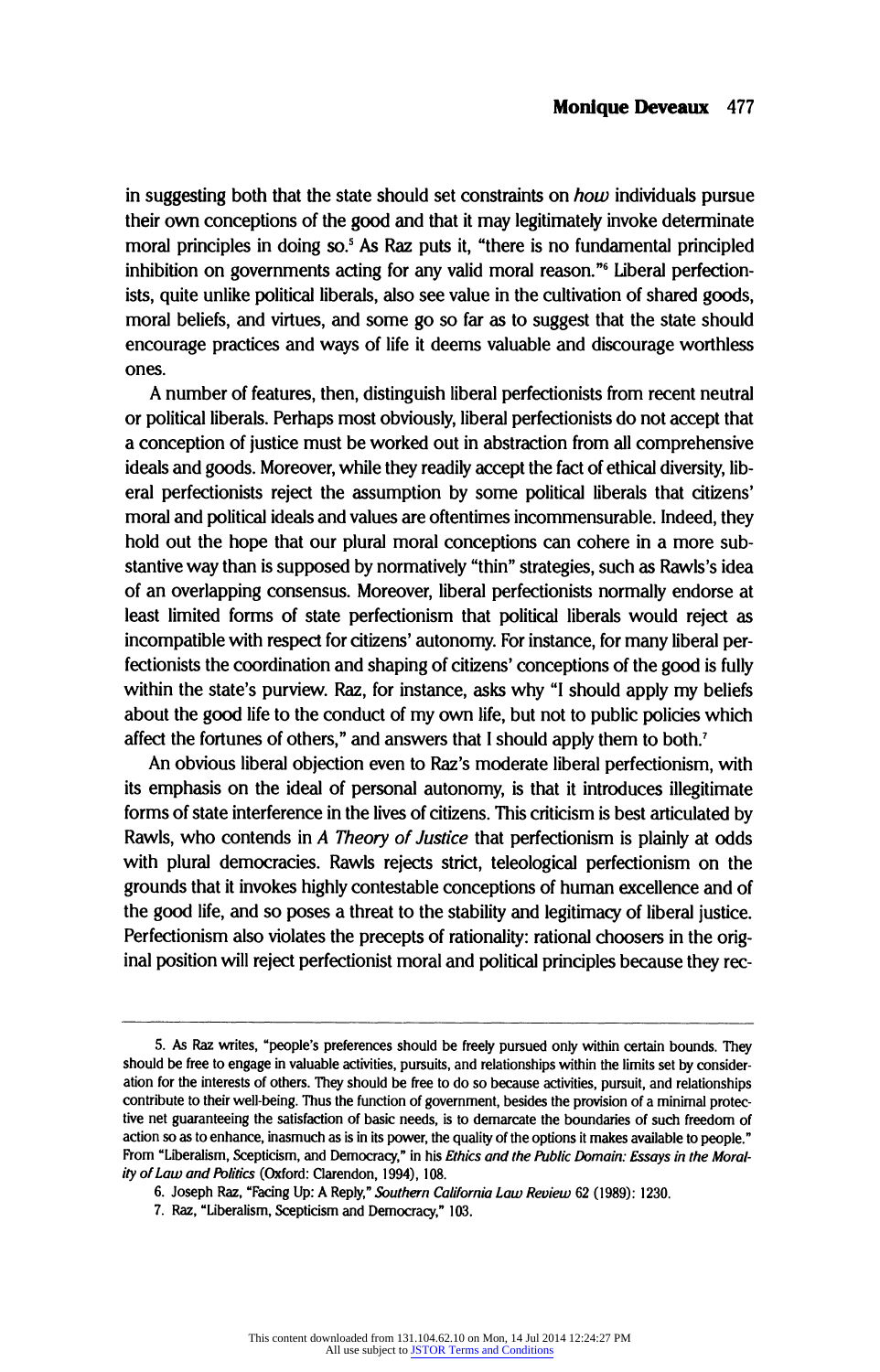in suggesting both that the state should set constraints on *how* individuals pursue their own conceptions of the good and that it may legitimately invoke determinate moral principles in doing so.[5] As Raz puts it, "there is no fundamental principled inhibition on governments acting for any valid moral reason."[6] Liberal perfectionists, quite unlike political liberals, also see value in the cultivation of shared goods, moral beliefs, and virtues, and some go so far as to suggest that the state should encourage practices and ways of life it deems valuable and discourage worthless ones.

A number of features, then, distinguish liberal perfectionists from recent neutral or political liberals. Perhaps most obviously, liberal perfectionists do not accept that a conception of justice must be worked out in abstraction from all comprehensive ideals and goods. Moreover, while they readily accept the fact of ethical diversity, liberal perfectionists reject the assumption by some political liberals that citizens' moral and political ideals and values are oftentimes incommensurable. Indeed, they hold out the hope that our plural moral conceptions can cohere in a more substantive way than is supposed by normatively "thin" strategies, such as Rawls's idea of an overlapping consensus. Moreover, liberal perfectionists normally endorse at least limited forms of state perfectionism that political liberals would reject as incompatible with respect for citizens' autonomy. For instance, for many liberal perfectionists the coordination and shaping of citizens' conceptions of the good is fully within the state's purview. Raz, for instance, asks why "I should apply my beliefs about the good life to the conduct of my own life, but not to public policies which affect the fortunes of others," and answers that I should apply them to both.[7]

An obvious liberal objection even to Raz's moderate liberal perfectionism, with its emphasis on the ideal of personal autonomy, is that it introduces illegitimate forms of state interference in the lives of citizens. This criticism is best articulated by Rawls, who contends in *A Theory of Justice* that perfectionism is plainly at odds with plural democracies. Rawls rejects strict, teleological perfectionism on the grounds that it invokes highly contestable conceptions of human excellence and of the good life, and so poses a threat to the stability and legitimacy of liberal justice. Perfectionism also violates the precepts of rationality: rational choosers in the original position will reject perfectionist moral and political principles because they rec-

---

5. As Raz writes, "people's preferences should be freely pursued only within certain bounds. They should be free to engage in valuable activities, pursuits, and relationships within the limits set by consideration for the interests of others. They should be free to do so because activities, pursuit, and relationships contribute to their well-being. Thus the function of government, besides the provision of a minimal protective net guaranteeing the satisfaction of basic needs, is to demarcate the boundaries of such freedom of action so as to enhance, inasmuch as is in its power, the quality of the options it makes available to people." From "Liberalism, Scepticism, and Democracy," in his *Ethics and the Public Domain: Essays in the Morality of Law and Politics* (Oxford: Clarendon, 1994), 108.

6. Joseph Raz, "Facing Up: A Reply," *Southern California Law Review* 62 (1989): 1230.

7. Raz, "Liberalism, Scepticism and Democracy," 103.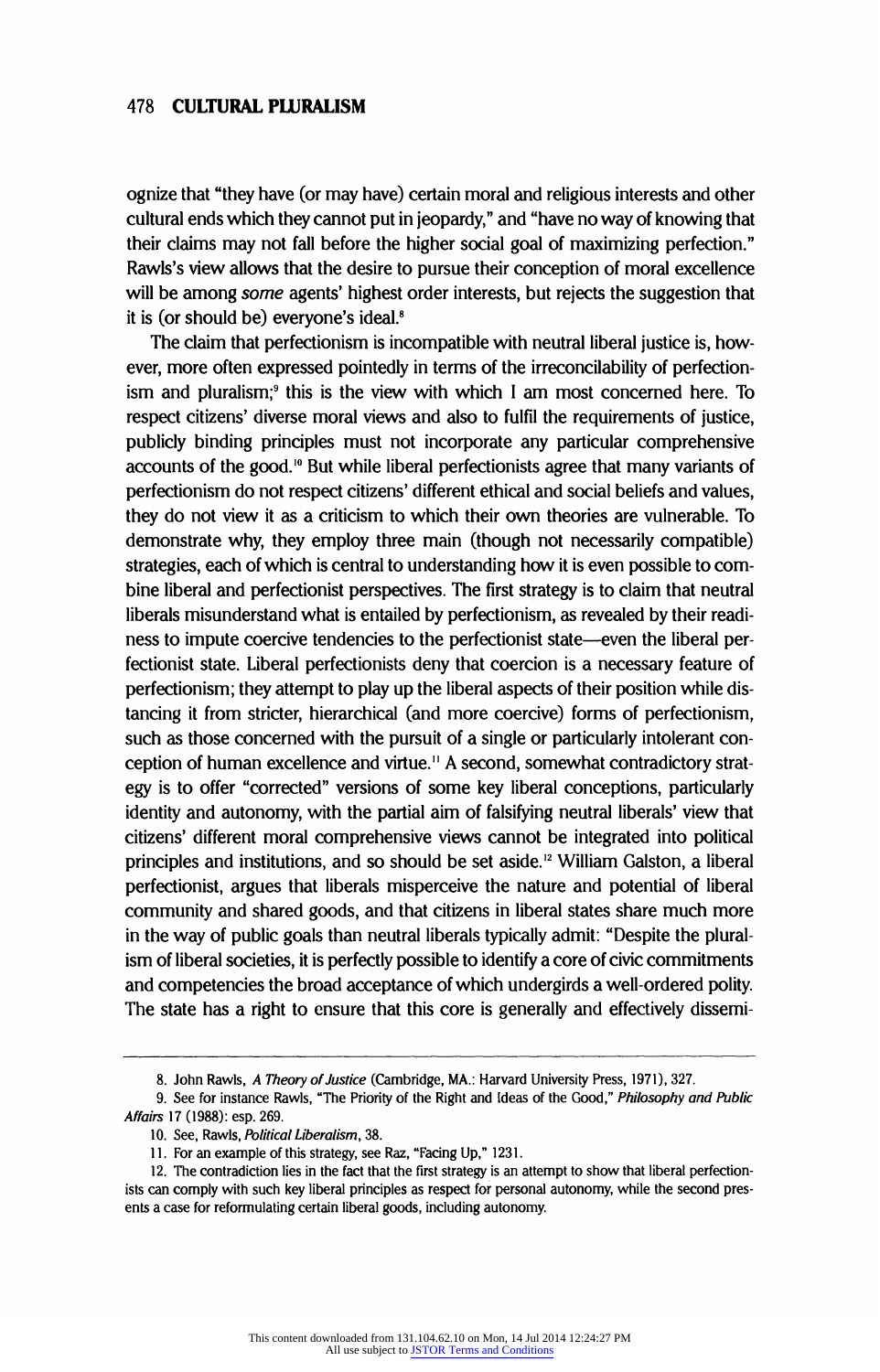ognize that "they have (or may have) certain moral and religious interests and other cultural ends which they cannot put in jeopardy," and "have no way of knowing that their claims may not fall before the higher social goal of maximizing perfection." Rawls's view allows that the desire to pursue their conception of moral excellence will be among *some* agents' highest order interests, but rejects the suggestion that it is (or should be) everyone's ideal.[8]

The claim that perfectionism is incompatible with neutral liberal justice is, however, more often expressed pointedly in terms of the irreconcilability of perfectionism and pluralism;[9] this is the view with which I am most concerned here. To respect citizens' diverse moral views and also to fulfil the requirements of justice, publicly binding principles must not incorporate any particular comprehensive accounts of the good.[10] But while liberal perfectionists agree that many variants of perfectionism do not respect citizens' different ethical and social beliefs and values, they do not view it as a criticism to which their own theories are vulnerable. To demonstrate why, they employ three main (though not necessarily compatible) strategies, each of which is central to understanding how it is even possible to combine liberal and perfectionist perspectives. The first strategy is to claim that neutral liberals misunderstand what is entailed by perfectionism, as revealed by their readiness to impute coercive tendencies to the perfectionist state—even the liberal perfectionist state. Liberal perfectionists deny that coercion is a necessary feature of perfectionism; they attempt to play up the liberal aspects of their position while distancing it from stricter, hierarchical (and more coercive) forms of perfectionism, such as those concerned with the pursuit of a single or particularly intolerant conception of human excellence and virtue.[11] A second, somewhat contradictory strategy is to offer "corrected" versions of some key liberal conceptions, particularly identity and autonomy, with the partial aim of falsifying neutral liberals' view that citizens' different moral comprehensive views cannot be integrated into political principles and institutions, and so should be set aside.[12] William Galston, a liberal perfectionist, argues that liberals misperceive the nature and potential of liberal community and shared goods, and that citizens in liberal states share much more in the way of public goals than neutral liberals typically admit: "Despite the pluralism of liberal societies, it is perfectly possible to identify a core of civic commitments and competencies the broad acceptance of which undergirds a well-ordered polity. The state has a right to ensure that this core is generally and effectively dissemi-

---

8. John Rawls, *A Theory of Justice* (Cambridge, MA.: Harvard University Press, 1971), 327.

9. See for instance Rawls, "The Priority of the Right and Ideas of the Good," *Philosophy and Public Affairs* 17 (1988): esp. 269.

10. See, Rawls, *Political Liberalism*, 38.

11. For an example of this strategy, see Raz, "Facing Up," 1231.

12. The contradiction lies in the fact that the first strategy is an attempt to show that liberal perfectionists can comply with such key liberal principles as respect for personal autonomy, while the second presents a case for reformulating certain liberal goods, including autonomy.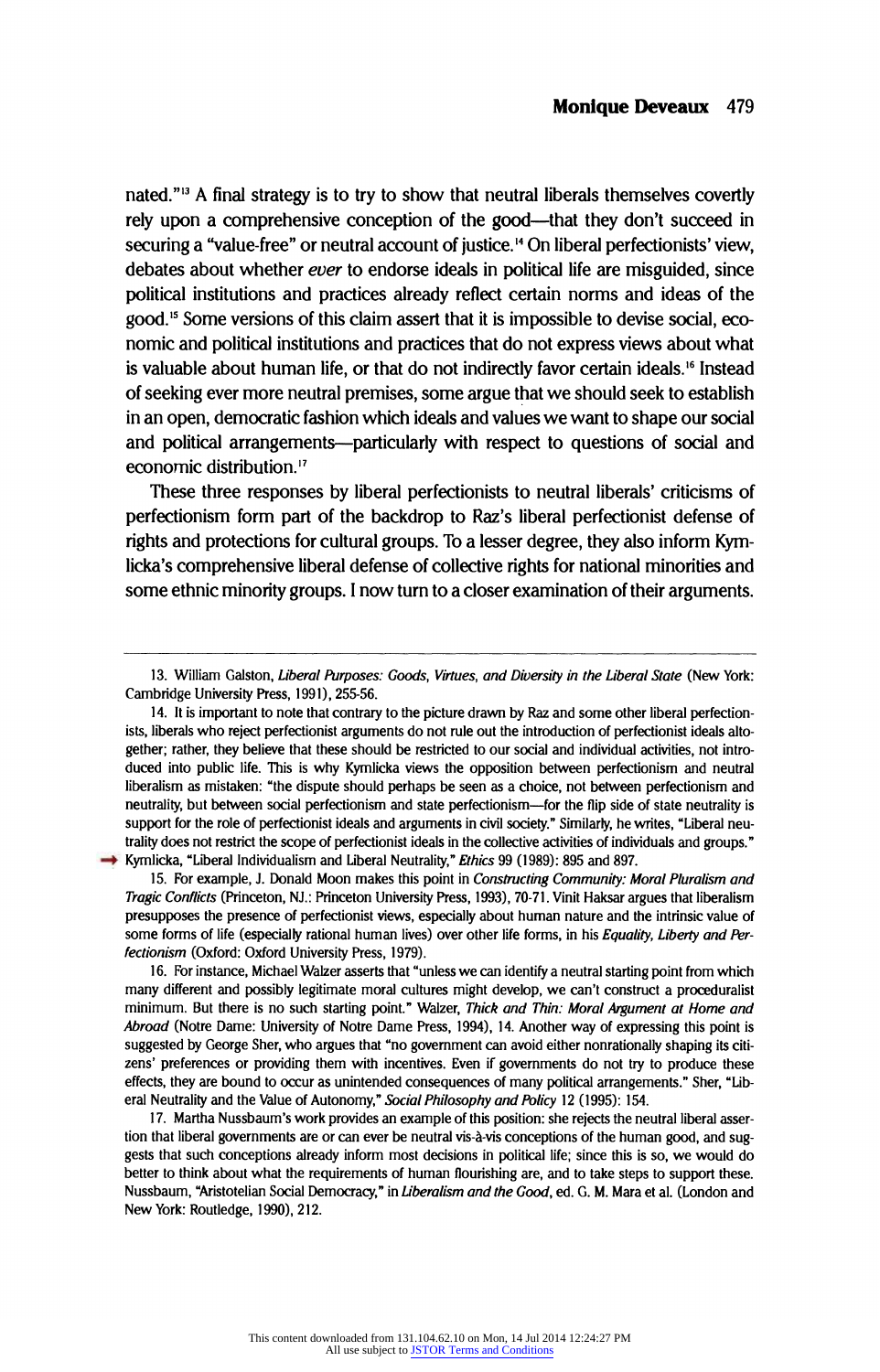nated."[13] A final strategy is to try to show that neutral liberals themselves covertly rely upon a comprehensive conception of the good—that they don't succeed in securing a "value-free" or neutral account of justice.[14] On liberal perfectionists' view, debates about whether *ever* to endorse ideals in political life are misguided, since political institutions and practices already reflect certain norms and ideas of the good.[15] Some versions of this claim assert that it is impossible to devise social, economic and political institutions and practices that do not express views about what is valuable about human life, or that do not indirectly favor certain ideals.[16] Instead of seeking ever more neutral premises, some argue that we should seek to establish in an open, democratic fashion which ideals and values we want to shape our social and political arrangements—particularly with respect to questions of social and economic distribution.[17]

These three responses by liberal perfectionists to neutral liberals' criticisms of perfectionism form part of the backdrop to Raz's liberal perfectionist defense of rights and protections for cultural groups. To a lesser degree, they also inform Kymlicka's comprehensive liberal defense of collective rights for national minorities and some ethnic minority groups. I now turn to a closer examination of their arguments.

---

13. William Galston, *Liberal Purposes: Goods, Virtues, and Diversity in the Liberal State* (New York: Cambridge University Press, 1991), 255-56.

14. It is important to note that contrary to the picture drawn by Raz and some other liberal perfectionists, liberals who reject perfectionist arguments do not rule out the introduction of perfectionist ideals altogether; rather, they believe that these should be restricted to our social and individual activities, not introduced into public life. This is why Kymlicka views the opposition between perfectionism and neutral liberalism as mistaken: "the dispute should perhaps be seen as a choice, not between perfectionism and neutrality, but between social perfectionism and state perfectionism—for the flip side of state neutrality is support for the role of perfectionist ideals and arguments in civil society." Similarly, he writes, "Liberal neutrality does not restrict the scope of perfectionist ideals in the collective activities of individuals and groups." Kymlicka, "Liberal Individualism and Liberal Neutrality," *Ethics* 99 (1989): 895 and 897.

15. For example, J. Donald Moon makes this point in *Constructing Community: Moral Pluralism and Tragic Conflicts* (Princeton, NJ.: Princeton University Press, 1993), 70-71. Vinit Haksar argues that liberalism presupposes the presence of perfectionist views, especially about human nature and the intrinsic value of some forms of life (especially rational human lives) over other life forms, in his *Equality, Liberty and Perfectionism* (Oxford: Oxford University Press, 1979).

16. For instance, Michael Walzer asserts that "unless we can identify a neutral starting point from which many different and possibly legitimate moral cultures might develop, we can't construct a proceduralist minimum. But there is no such starting point." Walzer, *Thick and Thin: Moral Argument at Home and Abroad* (Notre Dame: University of Notre Dame Press, 1994), 14. Another way of expressing this point is suggested by George Sher, who argues that "no government can avoid either nonrationally shaping its citizens' preferences or providing them with incentives. Even if governments do not try to produce these effects, they are bound to occur as unintended consequences of many political arrangements." Sher, "Liberal Neutrality and the Value of Autonomy," *Social Philosophy and Policy* 12 (1995): 154.

17. Martha Nussbaum's work provides an example of this position: she rejects the neutral liberal assertion that liberal governments are or can ever be neutral vis-à-vis conceptions of the human good, and suggests that such conceptions already inform most decisions in political life; since this is so, we would do better to think about what the requirements of human flourishing are, and to take steps to support these. Nussbaum, "Aristotelian Social Democracy," in *Liberalism and the Good*, ed. G. M. Mara et al. (London and New York: Routledge, 1990), 212.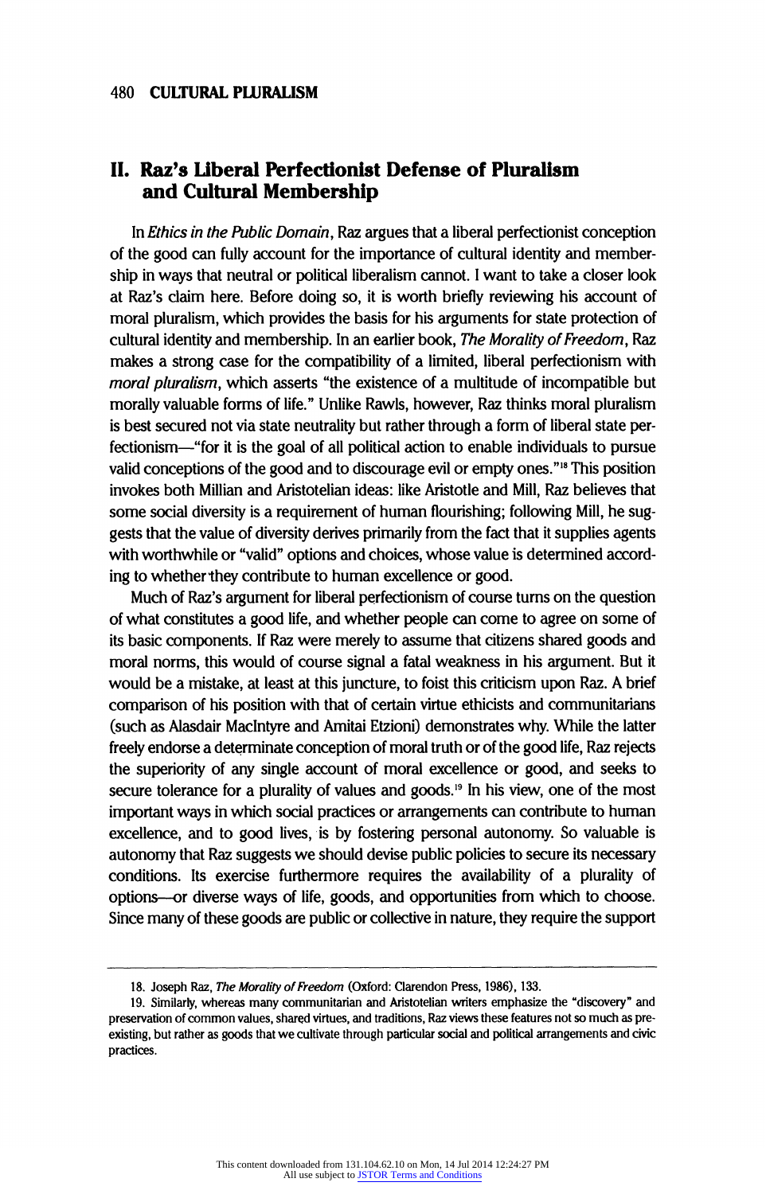## II. Raz's Liberal Perfectionist Defense of Pluralism and Cultural Membership

In *Ethics in the Public Domain*, Raz argues that a liberal perfectionist conception of the good can fully account for the importance of cultural identity and membership in ways that neutral or political liberalism cannot. I want to take a closer look at Raz's claim here. Before doing so, it is worth briefly reviewing his account of moral pluralism, which provides the basis for his arguments for state protection of cultural identity and membership. In an earlier book, *The Morality of Freedom*, Raz makes a strong case for the compatibility of a limited, liberal perfectionism with *moral pluralism*, which asserts "the existence of a multitude of incompatible but morally valuable forms of life." Unlike Rawls, however, Raz thinks moral pluralism is best secured not via state neutrality but rather through a form of liberal state perfectionism—"for it is the goal of all political action to enable individuals to pursue valid conceptions of the good and to discourage evil or empty ones."[18] This position invokes both Millian and Aristotelian ideas: like Aristotle and Mill, Raz believes that some social diversity is a requirement of human flourishing; following Mill, he suggests that the value of diversity derives primarily from the fact that it supplies agents with worthwhile or "valid" options and choices, whose value is determined according to whether they contribute to human excellence or good.

Much of Raz's argument for liberal perfectionism of course turns on the question of what constitutes a good life, and whether people can come to agree on some of its basic components. If Raz were merely to assume that citizens shared goods and moral norms, this would of course signal a fatal weakness in his argument. But it would be a mistake, at least at this juncture, to foist this criticism upon Raz. A brief comparison of his position with that of certain virtue ethicists and communitarians (such as Alasdair MacIntyre and Amitai Etzioni) demonstrates why. While the latter freely endorse a determinate conception of moral truth or of the good life, Raz rejects the superiority of any single account of moral excellence or good, and seeks to secure tolerance for a plurality of values and goods.[19] In his view, one of the most important ways in which social practices or arrangements can contribute to human excellence, and to good lives, is by fostering personal autonomy. So valuable is autonomy that Raz suggests we should devise public policies to secure its necessary conditions. Its exercise furthermore requires the availability of a plurality of options—or diverse ways of life, goods, and opportunities from which to choose. Since many of these goods are public or collective in nature, they require the support

18. Joseph Raz, *The Morality of Freedom* (Oxford: Clarendon Press, 1986), 133.

19. Similarly, whereas many communitarian and Aristotelian writers emphasize the "discovery" and preservation of common values, shared virtues, and traditions, Raz views these features not so much as pre-existing, but rather as goods that we cultivate through particular social and political arrangements and civic practices.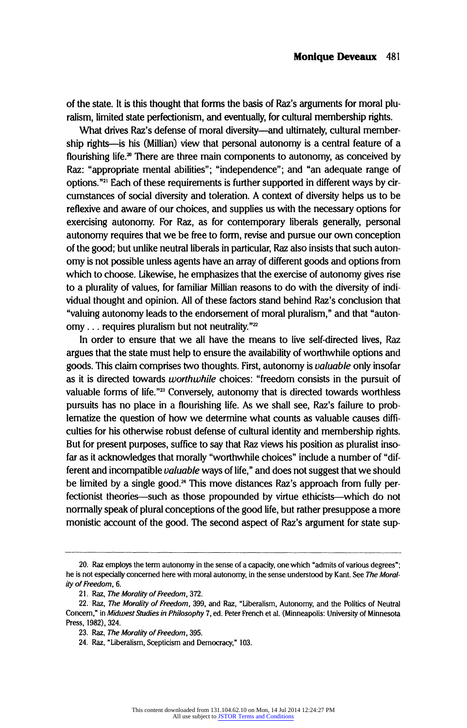of the state. It is this thought that forms the basis of Raz's arguments for moral pluralism, limited state perfectionism, and eventually, for cultural membership rights.

What drives Raz's defense of moral diversity—and ultimately, cultural membership rights—is his (Millian) view that personal autonomy is a central feature of a flourishing life.[20] There are three main components to autonomy, as conceived by Raz: "appropriate mental abilities"; "independence"; and "an adequate range of options."[21] Each of these requirements is further supported in different ways by circumstances of social diversity and toleration. A context of diversity helps us to be reflexive and aware of our choices, and supplies us with the necessary options for exercising autonomy. For Raz, as for contemporary liberals generally, personal autonomy requires that we be free to form, revise and pursue our own conception of the good; but unlike neutral liberals in particular, Raz also insists that such autonomy is not possible unless agents have an array of different goods and options from which to choose. Likewise, he emphasizes that the exercise of autonomy gives rise to a plurality of values, for familiar Millian reasons to do with the diversity of individual thought and opinion. All of these factors stand behind Raz's conclusion that "valuing autonomy leads to the endorsement of moral pluralism," and that "autonomy . . . requires pluralism but not neutrality."[22]

In order to ensure that we all have the means to live self-directed lives, Raz argues that the state must help to ensure the availability of worthwhile options and goods. This claim comprises two thoughts. First, autonomy is *valuable* only insofar as it is directed towards *worthwhile* choices: "freedom consists in the pursuit of valuable forms of life."[23] Conversely, autonomy that is directed towards worthless pursuits has no place in a flourishing life. As we shall see, Raz's failure to problematize the question of how we determine what counts as valuable causes difficulties for his otherwise robust defense of cultural identity and membership rights. But for present purposes, suffice to say that Raz views his position as pluralist insofar as it acknowledges that morally "worthwhile choices" include a number of "different and incompatible *valuable* ways of life," and does not suggest that we should be limited by a single good.[24] This move distances Raz's approach from fully perfectionist theories—such as those propounded by virtue ethicists—which do not normally speak of plural conceptions of the good life, but rather presuppose a more monistic account of the good. The second aspect of Raz's argument for state sup-

---

20. Raz employs the term autonomy in the sense of a capacity, one which "admits of various degrees"; he is not especially concerned here with moral autonomy, in the sense understood by Kant. See *The Morality of Freedom*, 6.

21. Raz, *The Morality of Freedom*, 372.

22. Raz, *The Morality of Freedom*, 399, and Raz, "Liberalism, Autonomy, and the Politics of Neutral Concern," in *Midwest Studies in Philosophy* 7, ed. Peter French et al. (Minneapolis: University of Minnesota Press, 1982), 324.

23. Raz, *The Morality of Freedom*, 395.

24. Raz, "Liberalism, Scepticism and Democracy," 103.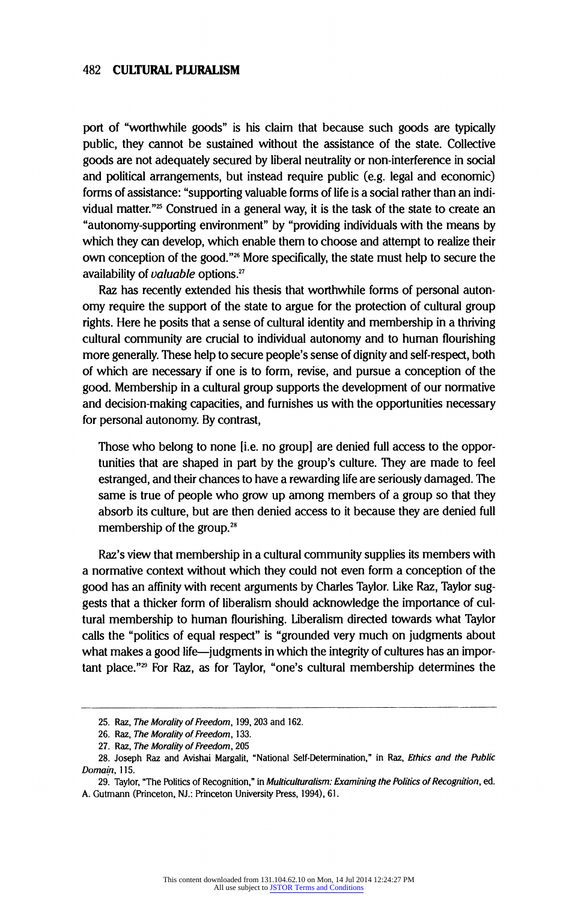port of "worthwhile goods" is his claim that because such goods are typically public, they cannot be sustained without the assistance of the state. Collective goods are not adequately secured by liberal neutrality or non-interference in social and political arrangements, but instead require public (e.g. legal and economic) forms of assistance: "supporting valuable forms of life is a social rather than an individual matter."[25] Construed in a general way, it is the task of the state to create an "autonomy-supporting environment" by "providing individuals with the means by which they can develop, which enable them to choose and attempt to realize their own conception of the good."[26] More specifically, the state must help to secure the availability of *valuable* options.[27]

Raz has recently extended his thesis that worthwhile forms of personal autonomy require the support of the state to argue for the protection of cultural group rights. Here he posits that a sense of cultural identity and membership in a thriving cultural community are crucial to individual autonomy and to human flourishing more generally. These help to secure people's sense of dignity and self-respect, both of which are necessary if one is to form, revise, and pursue a conception of the good. Membership in a cultural group supports the development of our normative and decision-making capacities, and furnishes us with the opportunities necessary for personal autonomy. By contrast,

> Those who belong to none [i.e. no group] are denied full access to the opportunities that are shaped in part by the group's culture. They are made to feel estranged, and their chances to have a rewarding life are seriously damaged. The same is true of people who grow up among members of a group so that they absorb its culture, but are then denied access to it because they are denied full membership of the group.[28]

Raz's view that membership in a cultural community supplies its members with a normative context without which they could not even form a conception of the good has an affinity with recent arguments by Charles Taylor. Like Raz, Taylor suggests that a thicker form of liberalism should acknowledge the importance of cultural membership to human flourishing. Liberalism directed towards what Taylor calls the "politics of equal respect" is "grounded very much on judgments about what makes a good life—judgments in which the integrity of cultures has an important place."[29] For Raz, as for Taylor, "one's cultural membership determines the

---

25. Raz, *The Morality of Freedom*, 199, 203 and 162.

26. Raz, *The Morality of Freedom*, 133.

27. Raz, *The Morality of Freedom*, 205

28. Joseph Raz and Avishai Margalit, "National Self-Determination," in Raz, *Ethics and the Public Domain*, 115.

29. Taylor, "The Politics of Recognition," in *Multiculturalism: Examining the Politics of Recognition*, ed. A. Gutmann (Princeton, NJ.: Princeton University Press, 1994), 61.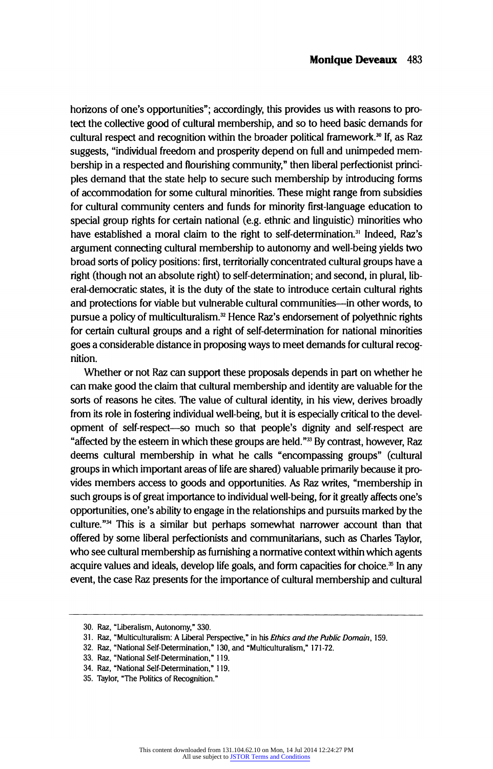horizons of one's opportunities"; accordingly, this provides us with reasons to protect the collective good of cultural membership, and so to heed basic demands for cultural respect and recognition within the broader political framework.[30] If, as Raz suggests, "individual freedom and prosperity depend on full and unimpeded membership in a respected and flourishing community," then liberal perfectionist principles demand that the state help to secure such membership by introducing forms of accommodation for some cultural minorities. These might range from subsidies for cultural community centers and funds for minority first-language education to special group rights for certain national (e.g. ethnic and linguistic) minorities who have established a moral claim to the right to self-determination.[31] Indeed, Raz's argument connecting cultural membership to autonomy and well-being yields two broad sorts of policy positions: first, territorially concentrated cultural groups have a right (though not an absolute right) to self-determination; and second, in plural, liberal-democratic states, it is the duty of the state to introduce certain cultural rights and protections for viable but vulnerable cultural communities—in other words, to pursue a policy of multiculturalism.[32] Hence Raz's endorsement of polyethnic rights for certain cultural groups and a right of self-determination for national minorities goes a considerable distance in proposing ways to meet demands for cultural recognition.

Whether or not Raz can support these proposals depends in part on whether he can make good the claim that cultural membership and identity are valuable for the sorts of reasons he cites. The value of cultural identity, in his view, derives broadly from its role in fostering individual well-being, but it is especially critical to the development of self-respect—so much so that people's dignity and self-respect are "affected by the esteem in which these groups are held."[33] By contrast, however, Raz deems cultural membership in what he calls "encompassing groups" (cultural groups in which important areas of life are shared) valuable primarily because it provides members access to goods and opportunities. As Raz writes, "membership in such groups is of great importance to individual well-being, for it greatly affects one's opportunities, one's ability to engage in the relationships and pursuits marked by the culture."[34] This is a similar but perhaps somewhat narrower account than that offered by some liberal perfectionists and communitarians, such as Charles Taylor, who see cultural membership as furnishing a normative context within which agents acquire values and ideals, develop life goals, and form capacities for choice.[35] In any event, the case Raz presents for the importance of cultural membership and cultural

---

30. Raz, "Liberalism, Autonomy," 330.
31. Raz, "Multiculturalism: A Liberal Perspective," in his *Ethics and the Public Domain*, 159.
32. Raz, "National Self-Determination," 130, and "Multiculturalism," 171-72.
33. Raz, "National Self-Determination," 119.
34. Raz, "National Self-Determination," 119.
35. Taylor, "The Politics of Recognition."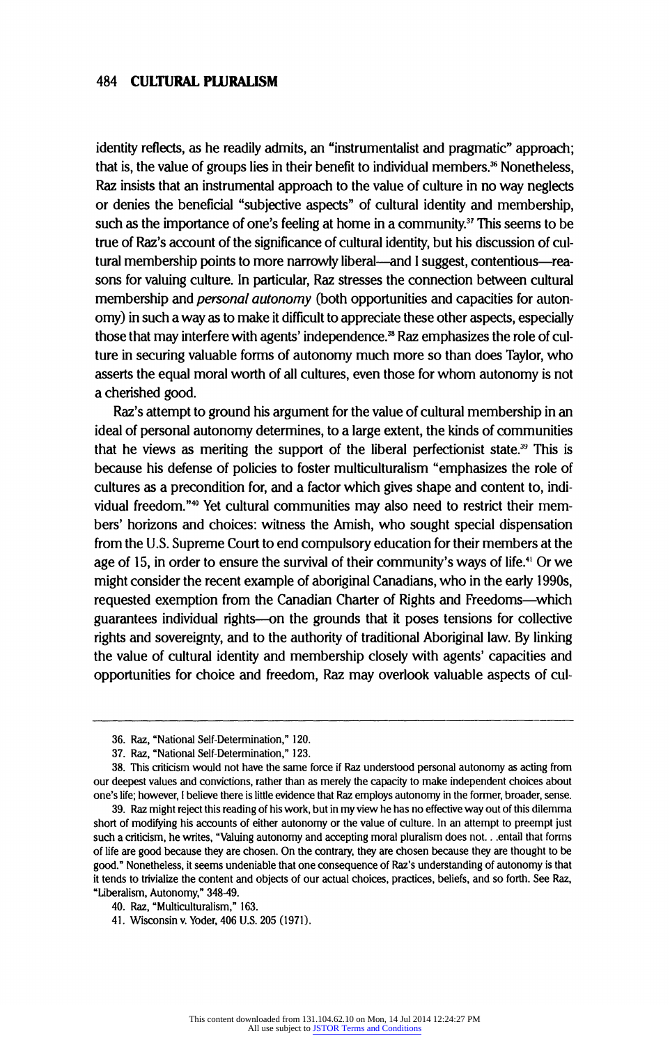identity reflects, as he readily admits, an "instrumentalist and pragmatic" approach; that is, the value of groups lies in their benefit to individual members.[36] Nonetheless, Raz insists that an instrumental approach to the value of culture in no way neglects or denies the beneficial "subjective aspects" of cultural identity and membership, such as the importance of one's feeling at home in a community.[37] This seems to be true of Raz's account of the significance of cultural identity, but his discussion of cultural membership points to more narrowly liberal—and I suggest, contentious—reasons for valuing culture. In particular, Raz stresses the connection between cultural membership and *personal autonomy* (both opportunities and capacities for autonomy) in such a way as to make it difficult to appreciate these other aspects, especially those that may interfere with agents' independence.[38] Raz emphasizes the role of culture in securing valuable forms of autonomy much more so than does Taylor, who asserts the equal moral worth of all cultures, even those for whom autonomy is not a cherished good.

Raz's attempt to ground his argument for the value of cultural membership in an ideal of personal autonomy determines, to a large extent, the kinds of communities that he views as meriting the support of the liberal perfectionist state.[39] This is because his defense of policies to foster multiculturalism "emphasizes the role of cultures as a precondition for, and a factor which gives shape and content to, individual freedom."[40] Yet cultural communities may also need to restrict their members' horizons and choices: witness the Amish, who sought special dispensation from the U.S. Supreme Court to end compulsory education for their members at the age of 15, in order to ensure the survival of their community's ways of life.[41] Or we might consider the recent example of aboriginal Canadians, who in the early 1990s, requested exemption from the Canadian Charter of Rights and Freedoms—which guarantees individual rights—on the grounds that it poses tensions for collective rights and sovereignty, and to the authority of traditional Aboriginal law. By linking the value of cultural identity and membership closely with agents' capacities and opportunities for choice and freedom, Raz may overlook valuable aspects of cul-

---

36. Raz, "National Self-Determination," 120.

37. Raz, "National Self-Determination," 123.

38. This criticism would not have the same force if Raz understood personal autonomy as acting from our deepest values and convictions, rather than as merely the capacity to make independent choices about one's life; however, I believe there is little evidence that Raz employs autonomy in the former, broader, sense.

39. Raz might reject this reading of his work, but in my view he has no effective way out of this dilemma short of modifying his accounts of either autonomy or the value of culture. In an attempt to preempt just such a criticism, he writes, "Valuing autonomy and accepting moral pluralism does not. . .entail that forms of life are good because they are chosen. On the contrary, they are chosen because they are thought to be good." Nonetheless, it seems undeniable that one consequence of Raz's understanding of autonomy is that it tends to trivialize the content and objects of our actual choices, practices, beliefs, and so forth. See Raz, "Liberalism, Autonomy," 348-49.

40. Raz, "Multiculturalism," 163.

41. Wisconsin v. Yoder, 406 U.S. 205 (1971).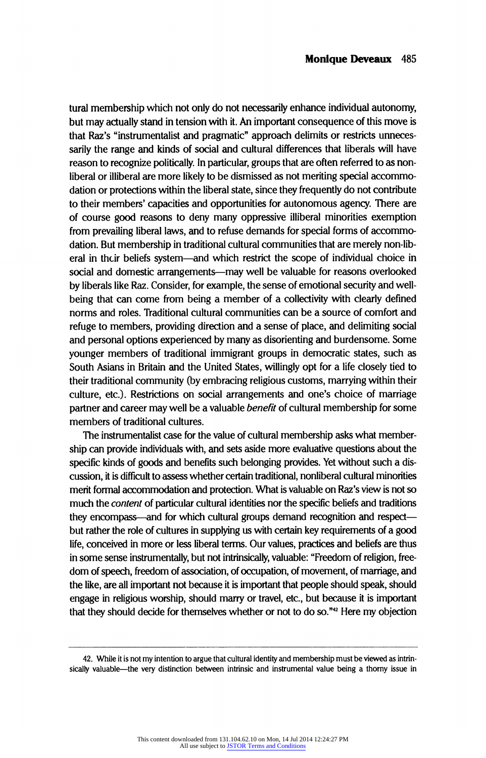tural membership which not only do not necessarily enhance individual autonomy, but may actually stand in tension with it. An important consequence of this move is that Raz's "instrumentalist and pragmatic" approach delimits or restricts unnecessarily the range and kinds of social and cultural differences that liberals will have reason to recognize politically. In particular, groups that are often referred to as nonliberal or illiberal are more likely to be dismissed as not meriting special accommodation or protections within the liberal state, since they frequently do not contribute to their members' capacities and opportunities for autonomous agency. There are of course good reasons to deny many oppressive illiberal minorities exemption from prevailing liberal laws, and to refuse demands for special forms of accommodation. But membership in traditional cultural communities that are merely non-liberal in their beliefs system—and which restrict the scope of individual choice in social and domestic arrangements—may well be valuable for reasons overlooked by liberals like Raz. Consider, for example, the sense of emotional security and well-being that can come from being a member of a collectivity with clearly defined norms and roles. Traditional cultural communities can be a source of comfort and refuge to members, providing direction and a sense of place, and delimiting social and personal options experienced by many as disorienting and burdensome. Some younger members of traditional immigrant groups in democratic states, such as South Asians in Britain and the United States, willingly opt for a life closely tied to their traditional community (by embracing religious customs, marrying within their culture, etc.). Restrictions on social arrangements and one's choice of marriage partner and career may well be a valuable *benefit* of cultural membership for some members of traditional cultures.

The instrumentalist case for the value of cultural membership asks what membership can provide individuals with, and sets aside more evaluative questions about the specific kinds of goods and benefits such belonging provides. Yet without such a discussion, it is difficult to assess whether certain traditional, nonliberal cultural minorities merit formal accommodation and protection. What is valuable on Raz's view is not so much the *content* of particular cultural identities nor the specific beliefs and traditions they encompass—and for which cultural groups demand recognition and respect—but rather the role of cultures in supplying us with certain key requirements of a good life, conceived in more or less liberal terms. Our values, practices and beliefs are thus in some sense instrumentally, but not intrinsically, valuable: "Freedom of religion, freedom of speech, freedom of association, of occupation, of movement, of marriage, and the like, are all important not because it is important that people should speak, should engage in religious worship, should marry or travel, etc., but because it is important that they should decide for themselves whether or not to do so."[42] Here my objection

42. While it is not my intention to argue that cultural identity and membership must be viewed as intrinsically valuable—the very distinction between intrinsic and instrumental value being a thorny issue in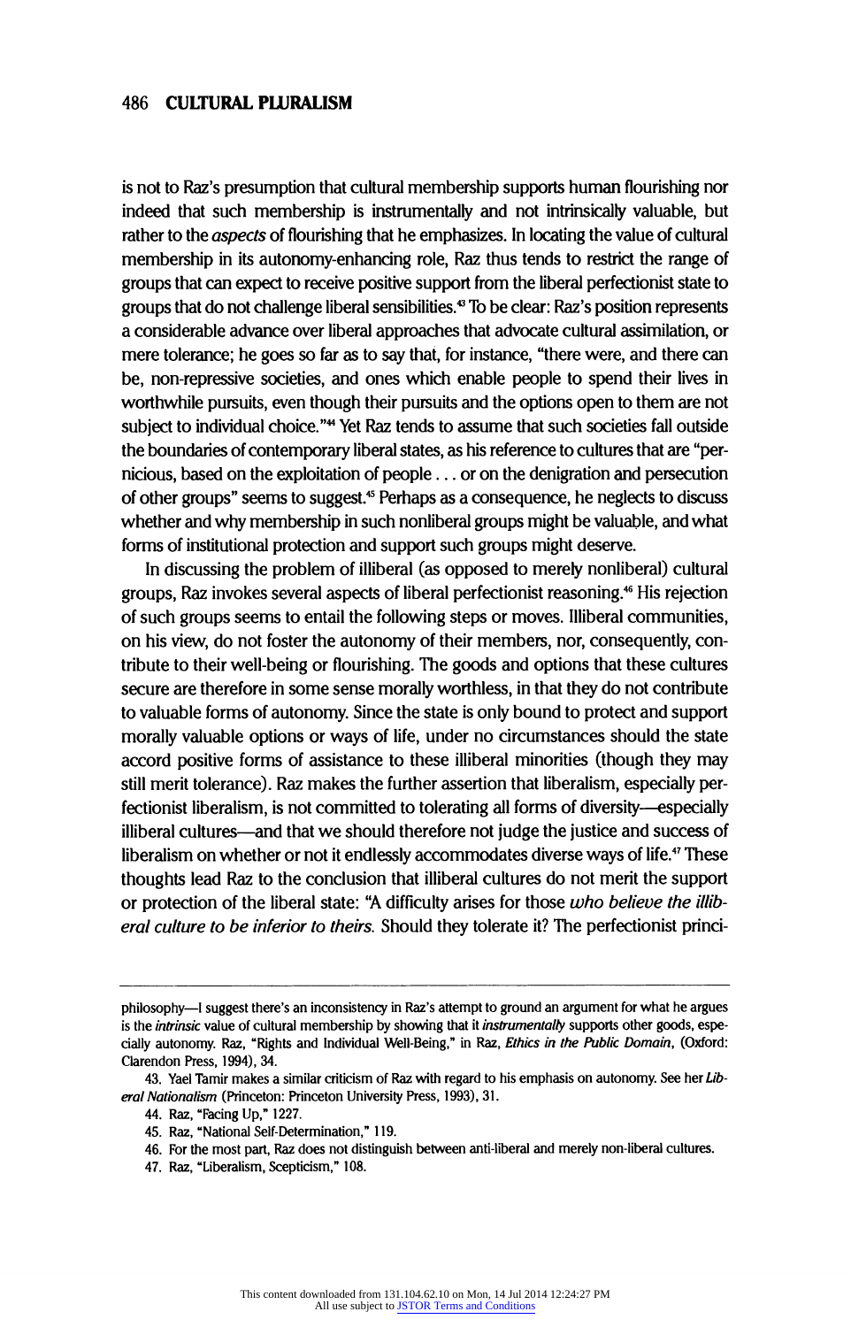is not to Raz's presumption that cultural membership supports human flourishing nor indeed that such membership is instrumentally and not intrinsically valuable, but rather to the *aspects* of flourishing that he emphasizes. In locating the value of cultural membership in its autonomy-enhancing role, Raz thus tends to restrict the range of groups that can expect to receive positive support from the liberal perfectionist state to groups that do not challenge liberal sensibilities.[43] To be clear: Raz's position represents a considerable advance over liberal approaches that advocate cultural assimilation, or mere tolerance; he goes so far as to say that, for instance, "there were, and there can be, non-repressive societies, and ones which enable people to spend their lives in worthwhile pursuits, even though their pursuits and the options open to them are not subject to individual choice."[44] Yet Raz tends to assume that such societies fall outside the boundaries of contemporary liberal states, as his reference to cultures that are "pernicious, based on the exploitation of people . . . or on the denigration and persecution of other groups" seems to suggest.[45] Perhaps as a consequence, he neglects to discuss whether and why membership in such nonliberal groups might be valuable, and what forms of institutional protection and support such groups might deserve.

In discussing the problem of illiberal (as opposed to merely nonliberal) cultural groups, Raz invokes several aspects of liberal perfectionist reasoning.[46] His rejection of such groups seems to entail the following steps or moves. Illiberal communities, on his view, do not foster the autonomy of their members, nor, consequently, contribute to their well-being or flourishing. The goods and options that these cultures secure are therefore in some sense morally worthless, in that they do not contribute to valuable forms of autonomy. Since the state is only bound to protect and support morally valuable options or ways of life, under no circumstances should the state accord positive forms of assistance to these illiberal minorities (though they may still merit tolerance). Raz makes the further assertion that liberalism, especially perfectionist liberalism, is not committed to tolerating all forms of diversity—especially illiberal cultures—and that we should therefore not judge the justice and success of liberalism on whether or not it endlessly accommodates diverse ways of life.[47] These thoughts lead Raz to the conclusion that illiberal cultures do not merit the support or protection of the liberal state: "A difficulty arises for those *who believe the illiberal culture to be inferior to theirs.* Should they tolerate it? The perfectionist princi-

---

philosophy—I suggest there's an inconsistency in Raz's attempt to ground an argument for what he argues is the *intrinsic* value of cultural membership by showing that it *instrumentally* supports other goods, especially autonomy. Raz, "Rights and Individual Well-Being," in Raz, *Ethics in the Public Domain*, (Oxford: Clarendon Press, 1994), 34.

43. Yael Tamir makes a similar criticism of Raz with regard to his emphasis on autonomy. See her *Liberal Nationalism* (Princeton: Princeton University Press, 1993), 31.

44. Raz, "Facing Up," 1227.

45. Raz, "National Self-Determination," 119.

46. For the most part, Raz does not distinguish between anti-liberal and merely non-liberal cultures.

47. Raz, "Liberalism, Scepticism," 108.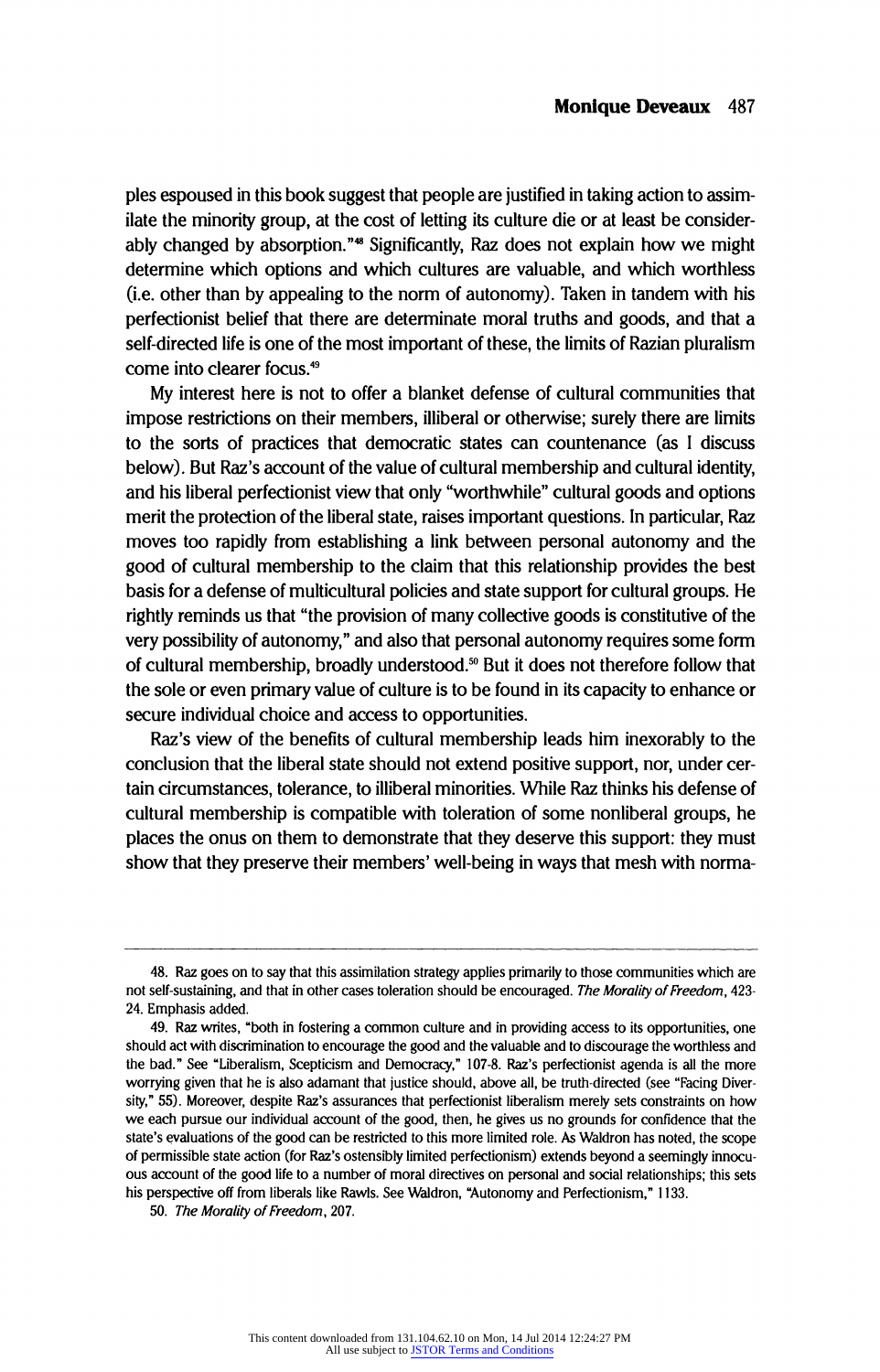ples espoused in this book suggest that people are justified in taking action to assimilate the minority group, at the cost of letting its culture die or at least be considerably changed by absorption."[48] Significantly, Raz does not explain how we might determine which options and which cultures are valuable, and which worthless (i.e. other than by appealing to the norm of autonomy). Taken in tandem with his perfectionist belief that there are determinate moral truths and goods, and that a self-directed life is one of the most important of these, the limits of Razian pluralism come into clearer focus.[49]

My interest here is not to offer a blanket defense of cultural communities that impose restrictions on their members, illiberal or otherwise; surely there are limits to the sorts of practices that democratic states can countenance (as I discuss below). But Raz's account of the value of cultural membership and cultural identity, and his liberal perfectionist view that only "worthwhile" cultural goods and options merit the protection of the liberal state, raises important questions. In particular, Raz moves too rapidly from establishing a link between personal autonomy and the good of cultural membership to the claim that this relationship provides the best basis for a defense of multicultural policies and state support for cultural groups. He rightly reminds us that "the provision of many collective goods is constitutive of the very possibility of autonomy," and also that personal autonomy requires some form of cultural membership, broadly understood.[50] But it does not therefore follow that the sole or even primary value of culture is to be found in its capacity to enhance or secure individual choice and access to opportunities.

Raz's view of the benefits of cultural membership leads him inexorably to the conclusion that the liberal state should not extend positive support, nor, under certain circumstances, tolerance, to illiberal minorities. While Raz thinks his defense of cultural membership is compatible with toleration of some nonliberal groups, he places the onus on them to demonstrate that they deserve this support: they must show that they preserve their members' well-being in ways that mesh with norma-

---

48. Raz goes on to say that this assimilation strategy applies primarily to those communities which are not self-sustaining, and that in other cases toleration should be encouraged. *The Morality of Freedom*, 423-24. Emphasis added.

49. Raz writes, "both in fostering a common culture and in providing access to its opportunities, one should act with discrimination to encourage the good and the valuable and to discourage the worthless and the bad." See "Liberalism, Scepticism and Democracy," 107-8. Raz's perfectionist agenda is all the more worrying given that he is also adamant that justice should, above all, be truth-directed (see "Facing Diversity," 55). Moreover, despite Raz's assurances that perfectionist liberalism merely sets constraints on how we each pursue our individual account of the good, then, he gives us no grounds for confidence that the state's evaluations of the good can be restricted to this more limited role. As Waldron has noted, the scope of permissible state action (for Raz's ostensibly limited perfectionism) extends beyond a seemingly innocuous account of the good life to a number of moral directives on personal and social relationships; this sets his perspective off from liberals like Rawls. See Waldron, "Autonomy and Perfectionism," 1133.

50. *The Morality of Freedom*, 207.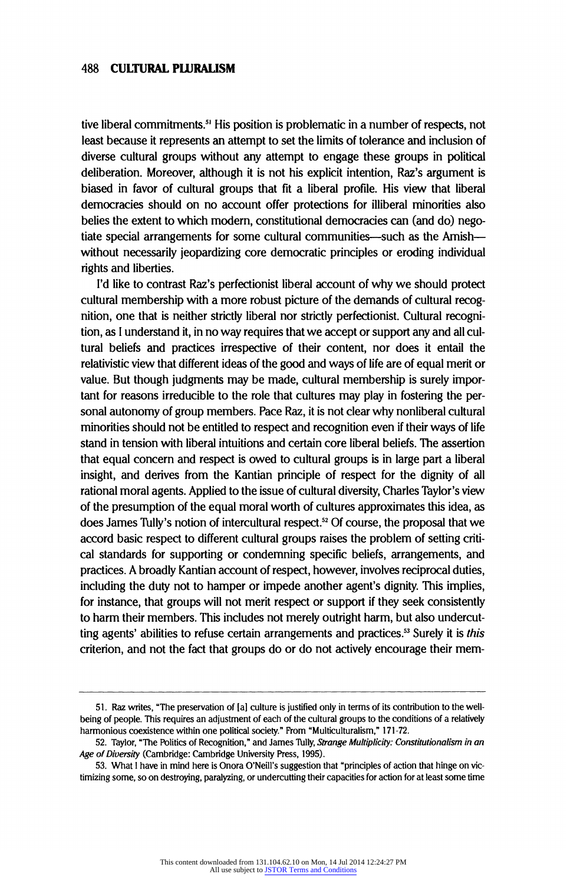tive liberal commitments.[51] His position is problematic in a number of respects, not least because it represents an attempt to set the limits of tolerance and inclusion of diverse cultural groups without any attempt to engage these groups in political deliberation. Moreover, although it is not his explicit intention, Raz's argument is biased in favor of cultural groups that fit a liberal profile. His view that liberal democracies should on no account offer protections for illiberal minorities also belies the extent to which modern, constitutional democracies can (and do) negotiate special arrangements for some cultural communities—such as the Amish—without necessarily jeopardizing core democratic principles or eroding individual rights and liberties.

I'd like to contrast Raz's perfectionist liberal account of why we should protect cultural membership with a more robust picture of the demands of cultural recognition, one that is neither strictly liberal nor strictly perfectionist. Cultural recognition, as I understand it, in no way requires that we accept or support any and all cultural beliefs and practices irrespective of their content, nor does it entail the relativistic view that different ideas of the good and ways of life are of equal merit or value. But though judgments may be made, cultural membership is surely important for reasons irreducible to the role that cultures may play in fostering the personal autonomy of group members. Pace Raz, it is not clear why nonliberal cultural minorities should not be entitled to respect and recognition even if their ways of life stand in tension with liberal intuitions and certain core liberal beliefs. The assertion that equal concern and respect is owed to cultural groups is in large part a liberal insight, and derives from the Kantian principle of respect for the dignity of all rational moral agents. Applied to the issue of cultural diversity, Charles Taylor's view of the presumption of the equal moral worth of cultures approximates this idea, as does James Tully's notion of intercultural respect.[52] Of course, the proposal that we accord basic respect to different cultural groups raises the problem of setting critical standards for supporting or condemning specific beliefs, arrangements, and practices. A broadly Kantian account of respect, however, involves reciprocal duties, including the duty not to hamper or impede another agent's dignity. This implies, for instance, that groups will not merit respect or support if they seek consistently to harm their members. This includes not merely outright harm, but also undercutting agents' abilities to refuse certain arrangements and practices.[53] Surely it is *this* criterion, and not the fact that groups do or do not actively encourage their mem-

---

51. Raz writes, "The preservation of [a] culture is justified only in terms of its contribution to the well-being of people. This requires an adjustment of each of the cultural groups to the conditions of a relatively harmonious coexistence within one political society." From "Multiculturalism," 171-72.

52. Taylor, "The Politics of Recognition," and James Tully, *Strange Multiplicity: Constitutionalism in an Age of Diversity* (Cambridge: Cambridge University Press, 1995).

53. What I have in mind here is Onora O'Neill's suggestion that "principles of action that hinge on victimizing some, so on destroying, paralyzing, or undercutting their capacities for action for at least some time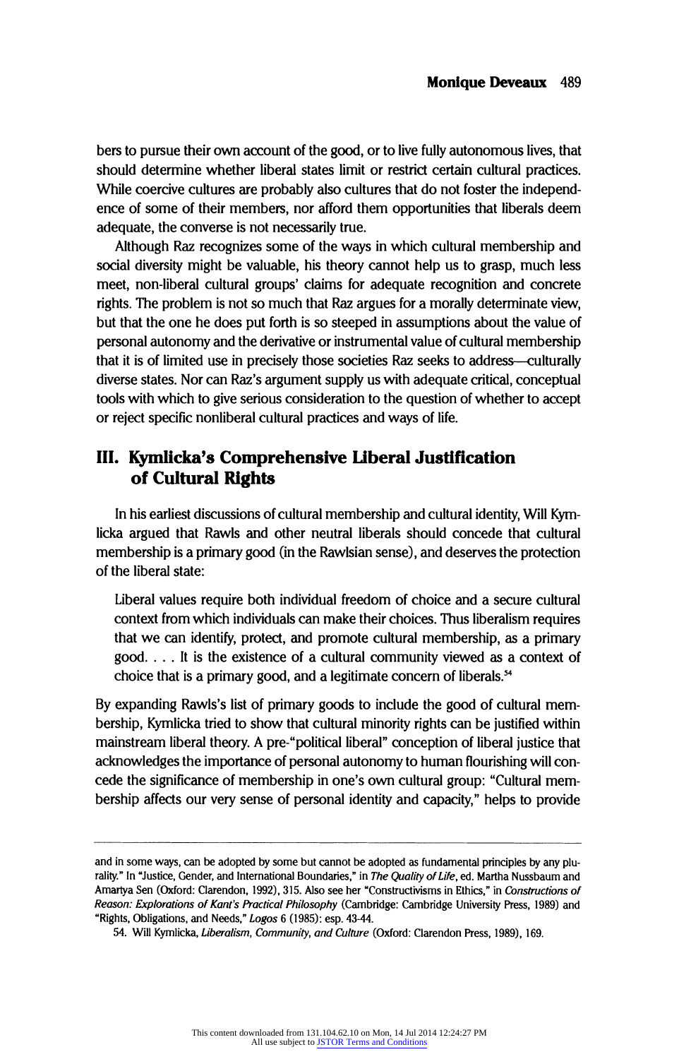bers to pursue their own account of the good, or to live fully autonomous lives, that should determine whether liberal states limit or restrict certain cultural practices. While coercive cultures are probably also cultures that do not foster the independence of some of their members, nor afford them opportunities that liberals deem adequate, the converse is not necessarily true.

Although Raz recognizes some of the ways in which cultural membership and social diversity might be valuable, his theory cannot help us to grasp, much less meet, non-liberal cultural groups' claims for adequate recognition and concrete rights. The problem is not so much that Raz argues for a morally determinate view, but that the one he does put forth is so steeped in assumptions about the value of personal autonomy and the derivative or instrumental value of cultural membership that it is of limited use in precisely those societies Raz seeks to address—culturally diverse states. Nor can Raz's argument supply us with adequate critical, conceptual tools with which to give serious consideration to the question of whether to accept or reject specific nonliberal cultural practices and ways of life.

## III. Kymlicka's Comprehensive Liberal Justification of Cultural Rights

In his earliest discussions of cultural membership and cultural identity, Will Kymlicka argued that Rawls and other neutral liberals should concede that cultural membership is a primary good (in the Rawlsian sense), and deserves the protection of the liberal state:

> Liberal values require both individual freedom of choice and a secure cultural context from which individuals can make their choices. Thus liberalism requires that we can identify, protect, and promote cultural membership, as a primary good. . . . It is the existence of a cultural community viewed as a context of choice that is a primary good, and a legitimate concern of liberals.[54]

By expanding Rawls's list of primary goods to include the good of cultural membership, Kymlicka tried to show that cultural minority rights can be justified within mainstream liberal theory. A pre-"political liberal" conception of liberal justice that acknowledges the importance of personal autonomy to human flourishing will concede the significance of membership in one's own cultural group: "Cultural membership affects our very sense of personal identity and capacity," helps to provide

---

and in some ways, can be adopted by some but cannot be adopted as fundamental principles by any plurality." In "Justice, Gender, and International Boundaries," in *The Quality of Life*, ed. Martha Nussbaum and Amartya Sen (Oxford: Clarendon, 1992), 315. Also see her "Constructivisms in Ethics," in *Constructions of Reason: Explorations of Kant's Practical Philosophy* (Cambridge: Cambridge University Press, 1989) and "Rights, Obligations, and Needs," *Logos* 6 (1985): esp. 43-44.

54. Will Kymlicka, *Liberalism, Community, and Culture* (Oxford: Clarendon Press, 1989), 169.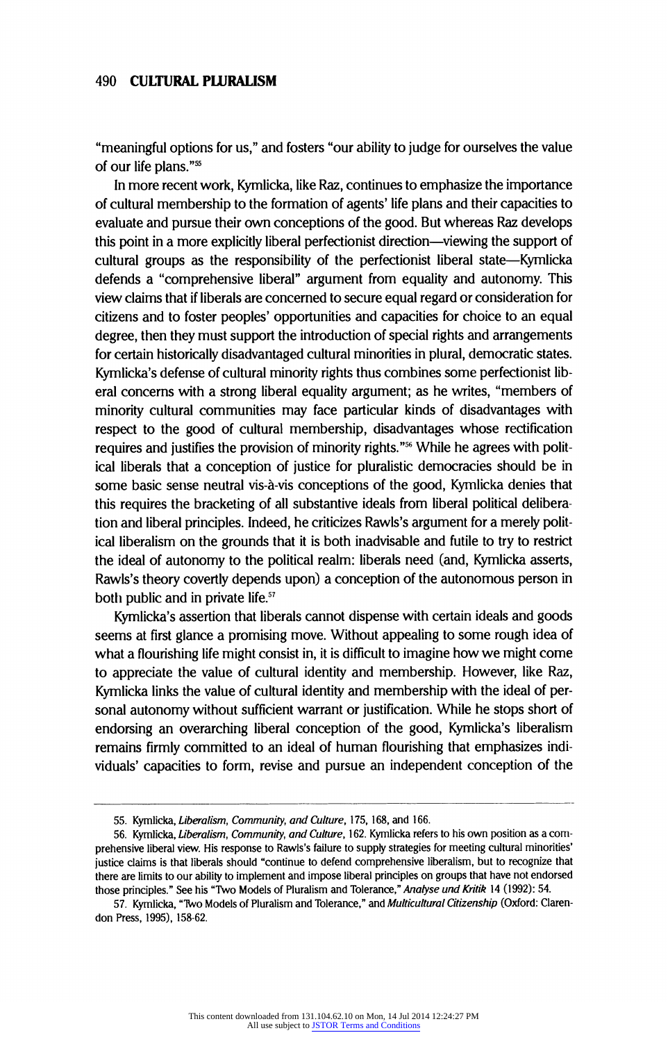"meaningful options for us," and fosters "our ability to judge for ourselves the value of our life plans."[55]

In more recent work, Kymlicka, like Raz, continues to emphasize the importance of cultural membership to the formation of agents' life plans and their capacities to evaluate and pursue their own conceptions of the good. But whereas Raz develops this point in a more explicitly liberal perfectionist direction—viewing the support of cultural groups as the responsibility of the perfectionist liberal state—Kymlicka defends a "comprehensive liberal" argument from equality and autonomy. This view claims that if liberals are concerned to secure equal regard or consideration for citizens and to foster peoples' opportunities and capacities for choice to an equal degree, then they must support the introduction of special rights and arrangements for certain historically disadvantaged cultural minorities in plural, democratic states. Kymlicka's defense of cultural minority rights thus combines some perfectionist liberal concerns with a strong liberal equality argument; as he writes, "members of minority cultural communities may face particular kinds of disadvantages with respect to the good of cultural membership, disadvantages whose rectification requires and justifies the provision of minority rights."[56] While he agrees with political liberals that a conception of justice for pluralistic democracies should be in some basic sense neutral vis-à-vis conceptions of the good, Kymlicka denies that this requires the bracketing of all substantive ideals from liberal political deliberation and liberal principles. Indeed, he criticizes Rawls's argument for a merely political liberalism on the grounds that it is both inadvisable and futile to try to restrict the ideal of autonomy to the political realm: liberals need (and, Kymlicka asserts, Rawls's theory covertly depends upon) a conception of the autonomous person in both public and in private life.[57]

Kymlicka's assertion that liberals cannot dispense with certain ideals and goods seems at first glance a promising move. Without appealing to some rough idea of what a flourishing life might consist in, it is difficult to imagine how we might come to appreciate the value of cultural identity and membership. However, like Raz, Kymlicka links the value of cultural identity and membership with the ideal of personal autonomy without sufficient warrant or justification. While he stops short of endorsing an overarching liberal conception of the good, Kymlicka's liberalism remains firmly committed to an ideal of human flourishing that emphasizes individuals' capacities to form, revise and pursue an independent conception of the

---

55. Kymlicka, *Liberalism, Community, and Culture*, 175, 168, and 166.

56. Kymlicka, *Liberalism, Community, and Culture*, 162. Kymlicka refers to his own position as a comprehensive liberal view. His response to Rawls's failure to supply strategies for meeting cultural minorities' justice claims is that liberals should "continue to defend comprehensive liberalism, but to recognize that there are limits to our ability to implement and impose liberal principles on groups that have not endorsed those principles." See his "Two Models of Pluralism and Tolerance," *Analyse und Kritik* 14 (1992): 54.

57. Kymlicka, "Two Models of Pluralism and Tolerance," and *Multicultural Citizenship* (Oxford: Clarendon Press, 1995), 158-62.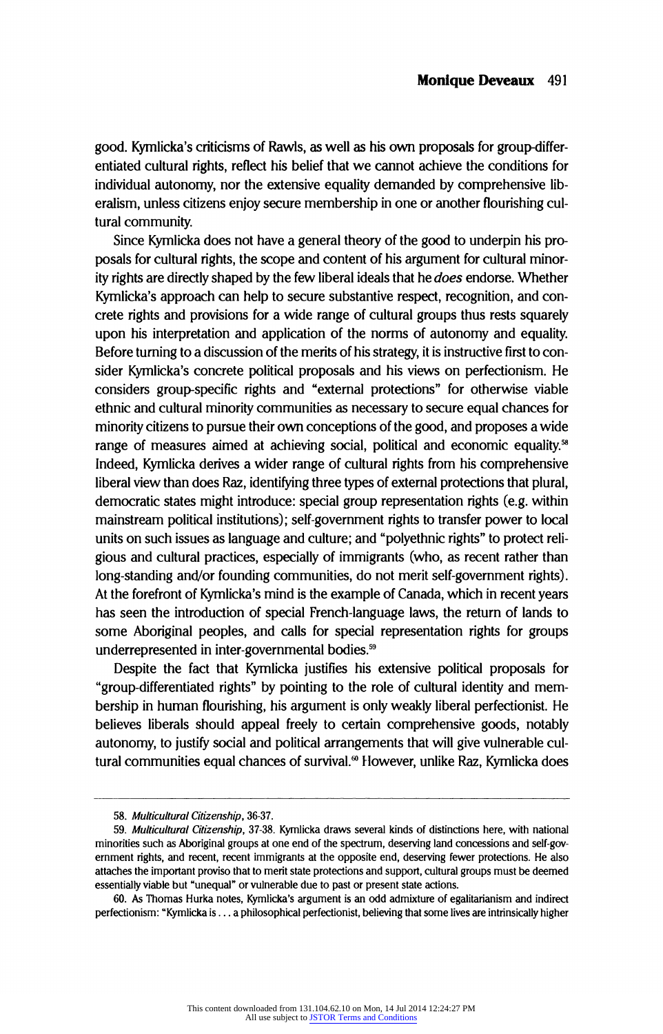good. Kymlicka's criticisms of Rawls, as well as his own proposals for group-differentiated cultural rights, reflect his belief that we cannot achieve the conditions for individual autonomy, nor the extensive equality demanded by comprehensive liberalism, unless citizens enjoy secure membership in one or another flourishing cultural community.

Since Kymlicka does not have a general theory of the good to underpin his proposals for cultural rights, the scope and content of his argument for cultural minority rights are directly shaped by the few liberal ideals that he *does* endorse. Whether Kymlicka's approach can help to secure substantive respect, recognition, and concrete rights and provisions for a wide range of cultural groups thus rests squarely upon his interpretation and application of the norms of autonomy and equality. Before turning to a discussion of the merits of his strategy, it is instructive first to consider Kymlicka's concrete political proposals and his views on perfectionism. He considers group-specific rights and "external protections" for otherwise viable ethnic and cultural minority communities as necessary to secure equal chances for minority citizens to pursue their own conceptions of the good, and proposes a wide range of measures aimed at achieving social, political and economic equality.[58] Indeed, Kymlicka derives a wider range of cultural rights from his comprehensive liberal view than does Raz, identifying three types of external protections that plural, democratic states might introduce: special group representation rights (e.g. within mainstream political institutions); self-government rights to transfer power to local units on such issues as language and culture; and "polyethnic rights" to protect religious and cultural practices, especially of immigrants (who, as recent rather than long-standing and/or founding communities, do not merit self-government rights). At the forefront of Kymlicka's mind is the example of Canada, which in recent years has seen the introduction of special French-language laws, the return of lands to some Aboriginal peoples, and calls for special representation rights for groups underrepresented in inter-governmental bodies.[59]

Despite the fact that Kymlicka justifies his extensive political proposals for "group-differentiated rights" by pointing to the role of cultural identity and membership in human flourishing, his argument is only weakly liberal perfectionist. He believes liberals should appeal freely to certain comprehensive goods, notably autonomy, to justify social and political arrangements that will give vulnerable cultural communities equal chances of survival.[60] However, unlike Raz, Kymlicka does

---

58. *Multicultural Citizenship*, 36-37.

59. *Multicultural Citizenship*, 37-38. Kymlicka draws several kinds of distinctions here, with national minorities such as Aboriginal groups at one end of the spectrum, deserving land concessions and self-government rights, and recent, recent immigrants at the opposite end, deserving fewer protections. He also attaches the important proviso that to merit state protections and support, cultural groups must be deemed essentially viable but "unequal" or vulnerable due to past or present state actions.

60. As Thomas Hurka notes, Kymlicka's argument is an odd admixture of egalitarianism and indirect perfectionism: "Kymlicka is . . . a philosophical perfectionist, believing that some lives are intrinsically higher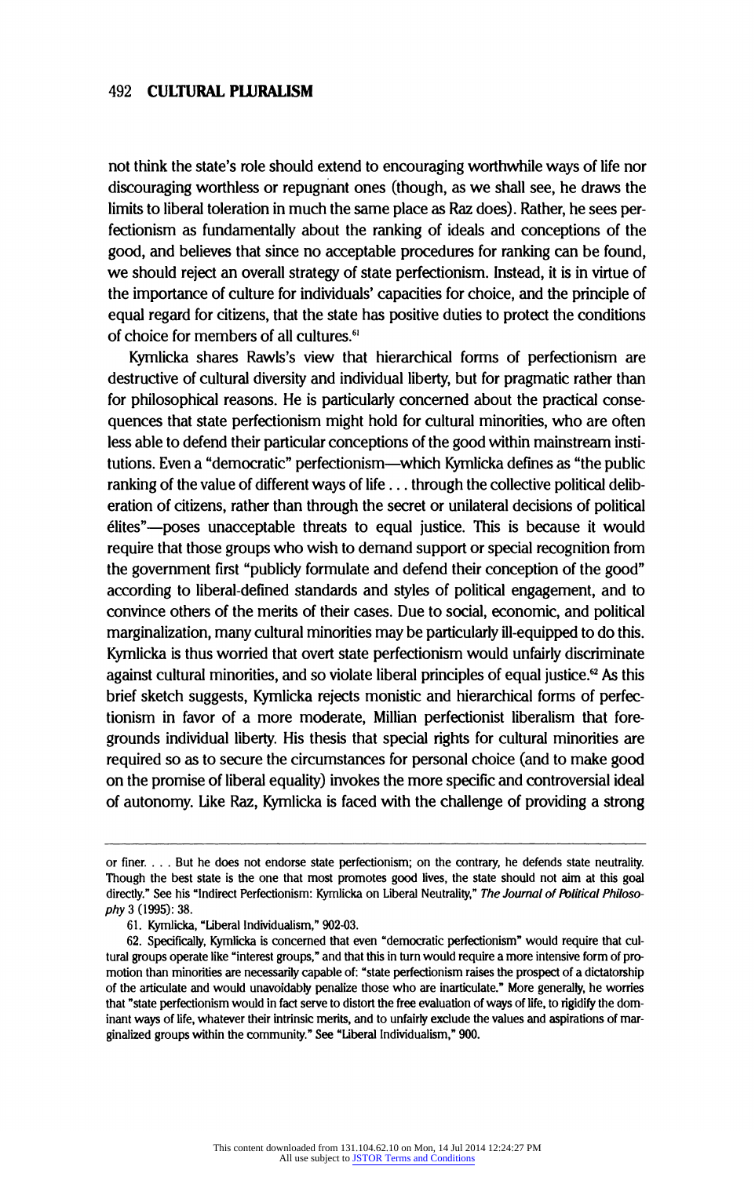not think the state's role should extend to encouraging worthwhile ways of life nor discouraging worthless or repugnant ones (though, as we shall see, he draws the limits to liberal toleration in much the same place as Raz does). Rather, he sees perfectionism as fundamentally about the ranking of ideals and conceptions of the good, and believes that since no acceptable procedures for ranking can be found, we should reject an overall strategy of state perfectionism. Instead, it is in virtue of the importance of culture for individuals' capacities for choice, and the principle of equal regard for citizens, that the state has positive duties to protect the conditions of choice for members of all cultures.[61]

Kymlicka shares Rawls's view that hierarchical forms of perfectionism are destructive of cultural diversity and individual liberty, but for pragmatic rather than for philosophical reasons. He is particularly concerned about the practical consequences that state perfectionism might hold for cultural minorities, who are often less able to defend their particular conceptions of the good within mainstream institutions. Even a "democratic" perfectionism—which Kymlicka defines as "the public ranking of the value of different ways of life . . . through the collective political deliberation of citizens, rather than through the secret or unilateral decisions of political élites"—poses unacceptable threats to equal justice. This is because it would require that those groups who wish to demand support or special recognition from the government first "publicly formulate and defend their conception of the good" according to liberal-defined standards and styles of political engagement, and to convince others of the merits of their cases. Due to social, economic, and political marginalization, many cultural minorities may be particularly ill-equipped to do this. Kymlicka is thus worried that overt state perfectionism would unfairly discriminate against cultural minorities, and so violate liberal principles of equal justice.[62] As this brief sketch suggests, Kymlicka rejects monistic and hierarchical forms of perfectionism in favor of a more moderate, Millian perfectionist liberalism that foregrounds individual liberty. His thesis that special rights for cultural minorities are required so as to secure the circumstances for personal choice (and to make good on the promise of liberal equality) invokes the more specific and controversial ideal of autonomy. Like Raz, Kymlicka is faced with the challenge of providing a strong

---

or finer. . . . But he does not endorse state perfectionism; on the contrary, he defends state neutrality. Though the best state is the one that most promotes good lives, the state should not aim at this goal directly." See his "Indirect Perfectionism: Kymlicka on Liberal Neutrality," *The Journal of Political Philosophy* 3 (1995): 38.

61. Kymlicka, "Liberal Individualism," 902-03.

62. Specifically, Kymlicka is concerned that even "democratic perfectionism" would require that cultural groups operate like "interest groups," and that this in turn would require a more intensive form of promotion than minorities are necessarily capable of: "state perfectionism raises the prospect of a dictatorship of the articulate and would unavoidably penalize those who are inarticulate." More generally, he worries that "state perfectionism would in fact serve to distort the free evaluation of ways of life, to rigidify the dominant ways of life, whatever their intrinsic merits, and to unfairly exclude the values and aspirations of marginalized groups within the community." See "Liberal Individualism," 900.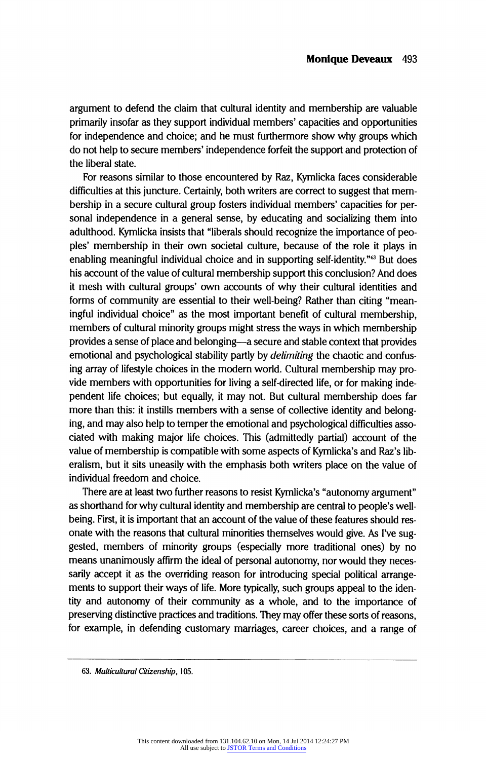argument to defend the claim that cultural identity and membership are valuable primarily insofar as they support individual members' capacities and opportunities for independence and choice; and he must furthermore show why groups which do not help to secure members' independence forfeit the support and protection of the liberal state.

For reasons similar to those encountered by Raz, Kymlicka faces considerable difficulties at this juncture. Certainly, both writers are correct to suggest that membership in a secure cultural group fosters individual members' capacities for personal independence in a general sense, by educating and socializing them into adulthood. Kymlicka insists that "liberals should recognize the importance of peoples' membership in their own societal culture, because of the role it plays in enabling meaningful individual choice and in supporting self-identity."[63] But does his account of the value of cultural membership support this conclusion? And does it mesh with cultural groups' own accounts of why their cultural identities and forms of community are essential to their well-being? Rather than citing "meaningful individual choice" as the most important benefit of cultural membership, members of cultural minority groups might stress the ways in which membership provides a sense of place and belonging—a secure and stable context that provides emotional and psychological stability partly by *delimiting* the chaotic and confusing array of lifestyle choices in the modern world. Cultural membership may provide members with opportunities for living a self-directed life, or for making independent life choices; but equally, it may not. But cultural membership does far more than this: it instills members with a sense of collective identity and belonging, and may also help to temper the emotional and psychological difficulties associated with making major life choices. This (admittedly partial) account of the value of membership is compatible with some aspects of Kymlicka's and Raz's liberalism, but it sits uneasily with the emphasis both writers place on the value of individual freedom and choice.

There are at least two further reasons to resist Kymlicka's "autonomy argument" as shorthand for why cultural identity and membership are central to people's well-being. First, it is important that an account of the value of these features should resonate with the reasons that cultural minorities themselves would give. As I've suggested, members of minority groups (especially more traditional ones) by no means unanimously affirm the ideal of personal autonomy, nor would they necessarily accept it as the overriding reason for introducing special political arrangements to support their ways of life. More typically, such groups appeal to the identity and autonomy of their community as a whole, and to the importance of preserving distinctive practices and traditions. They may offer these sorts of reasons, for example, in defending customary marriages, career choices, and a range of

63. *Multicultural Citizenship*, 105.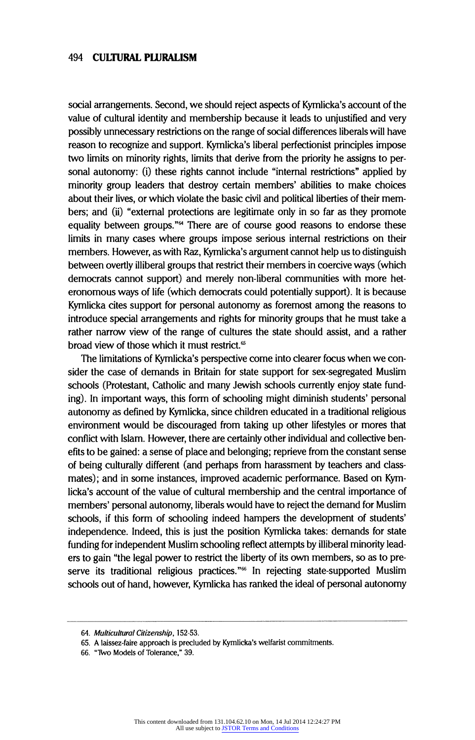social arrangements. Second, we should reject aspects of Kymlicka's account of the value of cultural identity and membership because it leads to unjustified and very possibly unnecessary restrictions on the range of social differences liberals will have reason to recognize and support. Kymlicka's liberal perfectionist principles impose two limits on minority rights, limits that derive from the priority he assigns to personal autonomy: (i) these rights cannot include "internal restrictions" applied by minority group leaders that destroy certain members' abilities to make choices about their lives, or which violate the basic civil and political liberties of their members; and (ii) "external protections are legitimate only in so far as they promote equality between groups."[64] There are of course good reasons to endorse these limits in many cases where groups impose serious internal restrictions on their members. However, as with Raz, Kymlicka's argument cannot help us to distinguish between overtly illiberal groups that restrict their members in coercive ways (which democrats cannot support) and merely non-liberal communities with more heteronomous ways of life (which democrats could potentially support). It is because Kymlicka cites support for personal autonomy as foremost among the reasons to introduce special arrangements and rights for minority groups that he must take a rather narrow view of the range of cultures the state should assist, and a rather broad view of those which it must restrict.[65]

The limitations of Kymlicka's perspective come into clearer focus when we consider the case of demands in Britain for state support for sex-segregated Muslim schools (Protestant, Catholic and many Jewish schools currently enjoy state funding). In important ways, this form of schooling might diminish students' personal autonomy as defined by Kymlicka, since children educated in a traditional religious environment would be discouraged from taking up other lifestyles or mores that conflict with Islam. However, there are certainly other individual and collective benefits to be gained: a sense of place and belonging; reprieve from the constant sense of being culturally different (and perhaps from harassment by teachers and classmates); and in some instances, improved academic performance. Based on Kymlicka's account of the value of cultural membership and the central importance of members' personal autonomy, liberals would have to reject the demand for Muslim schools, if this form of schooling indeed hampers the development of students' independence. Indeed, this is just the position Kymlicka takes: demands for state funding for independent Muslim schooling reflect attempts by illiberal minority leaders to gain "the legal power to restrict the liberty of its own members, so as to preserve its traditional religious practices."[66] In rejecting state-supported Muslim schools out of hand, however, Kymlicka has ranked the ideal of personal autonomy

---

64. *Multicultural Citizenship*, 152-53.

65. A laissez-faire approach is precluded by Kymlicka's welfarist commitments.

66. "Two Models of Tolerance," 39.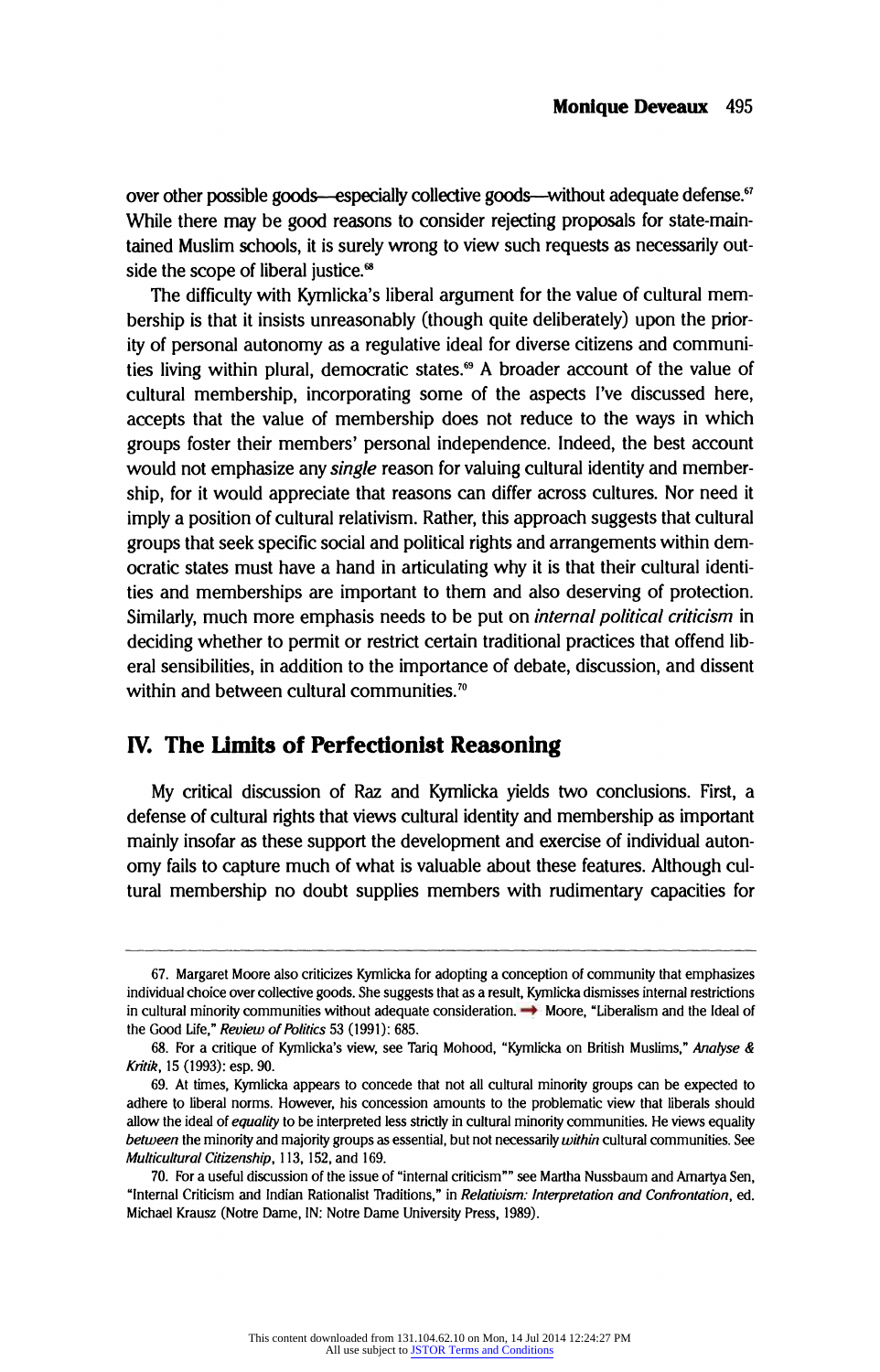over other possible goods—especially collective goods—without adequate defense.[67] While there may be good reasons to consider rejecting proposals for state-maintained Muslim schools, it is surely wrong to view such requests as necessarily outside the scope of liberal justice.[68]

The difficulty with Kymlicka's liberal argument for the value of cultural membership is that it insists unreasonably (though quite deliberately) upon the priority of personal autonomy as a regulative ideal for diverse citizens and communities living within plural, democratic states.[69] A broader account of the value of cultural membership, incorporating some of the aspects I've discussed here, accepts that the value of membership does not reduce to the ways in which groups foster their members' personal independence. Indeed, the best account would not emphasize any *single* reason for valuing cultural identity and membership, for it would appreciate that reasons can differ across cultures. Nor need it imply a position of cultural relativism. Rather, this approach suggests that cultural groups that seek specific social and political rights and arrangements within democratic states must have a hand in articulating why it is that their cultural identities and memberships are important to them and also deserving of protection. Similarly, much more emphasis needs to be put on *internal political criticism* in deciding whether to permit or restrict certain traditional practices that offend liberal sensibilities, in addition to the importance of debate, discussion, and dissent within and between cultural communities.[70]

## IV. The Limits of Perfectionist Reasoning

My critical discussion of Raz and Kymlicka yields two conclusions. First, a defense of cultural rights that views cultural identity and membership as important mainly insofar as these support the development and exercise of individual autonomy fails to capture much of what is valuable about these features. Although cultural membership no doubt supplies members with rudimentary capacities for

---

67. Margaret Moore also criticizes Kymlicka for adopting a conception of community that emphasizes individual choice over collective goods. She suggests that as a result, Kymlicka dismisses internal restrictions in cultural minority communities without adequate consideration. Moore, "Liberalism and the Ideal of the Good Life," *Review of Politics* 53 (1991): 685.

68. For a critique of Kymlicka's view, see Tariq Mohood, "Kymlicka on British Muslims," *Analyse & Kritik*, 15 (1993): esp. 90.

69. At times, Kymlicka appears to concede that not all cultural minority groups can be expected to adhere to liberal norms. However, his concession amounts to the problematic view that liberals should allow the ideal of *equality* to be interpreted less strictly in cultural minority communities. He views equality *between* the minority and majority groups as essential, but not necessarily *within* cultural communities. See *Multicultural Citizenship*, 113, 152, and 169.

70. For a useful discussion of the issue of "internal criticism"" see Martha Nussbaum and Amartya Sen, "Internal Criticism and Indian Rationalist Traditions," in *Relativism: Interpretation and Confrontation*, ed. Michael Krausz (Notre Dame, IN: Notre Dame University Press, 1989).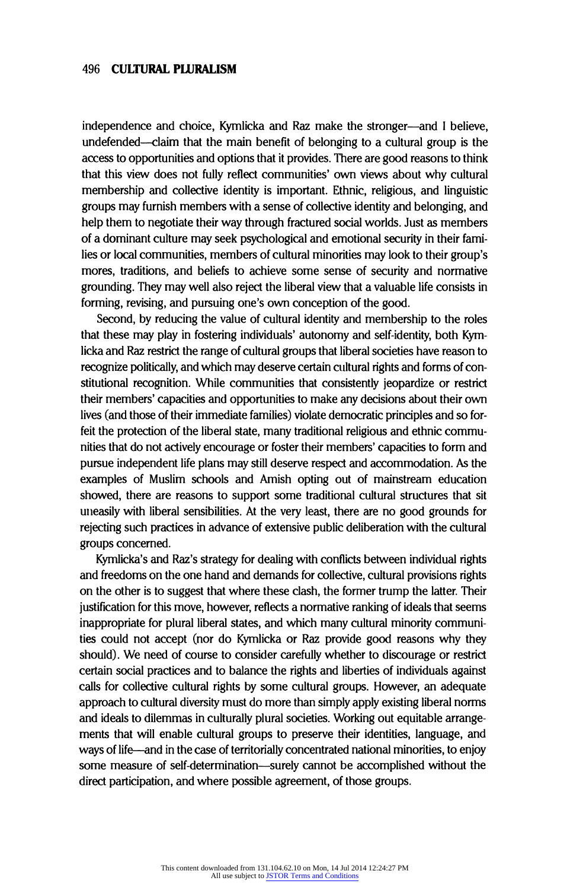independence and choice, Kymlicka and Raz make the stronger—and I believe, undefended—claim that the main benefit of belonging to a cultural group is the access to opportunities and options that it provides. There are good reasons to think that this view does not fully reflect communities' own views about why cultural membership and collective identity is important. Ethnic, religious, and linguistic groups may furnish members with a sense of collective identity and belonging, and help them to negotiate their way through fractured social worlds. Just as members of a dominant culture may seek psychological and emotional security in their families or local communities, members of cultural minorities may look to their group's mores, traditions, and beliefs to achieve some sense of security and normative grounding. They may well also reject the liberal view that a valuable life consists in forming, revising, and pursuing one's own conception of the good.

Second, by reducing the value of cultural identity and membership to the roles that these may play in fostering individuals' autonomy and self-identity, both Kymlicka and Raz restrict the range of cultural groups that liberal societies have reason to recognize politically, and which may deserve certain cultural rights and forms of constitutional recognition. While communities that consistently jeopardize or restrict their members' capacities and opportunities to make any decisions about their own lives (and those of their immediate families) violate democratic principles and so forfeit the protection of the liberal state, many traditional religious and ethnic communities that do not actively encourage or foster their members' capacities to form and pursue independent life plans may still deserve respect and accommodation. As the examples of Muslim schools and Amish opting out of mainstream education showed, there are reasons to support some traditional cultural structures that sit uneasily with liberal sensibilities. At the very least, there are no good grounds for rejecting such practices in advance of extensive public deliberation with the cultural groups concerned.

Kymlicka's and Raz's strategy for dealing with conflicts between individual rights and freedoms on the one hand and demands for collective, cultural provisions rights on the other is to suggest that where these clash, the former trump the latter. Their justification for this move, however, reflects a normative ranking of ideals that seems inappropriate for plural liberal states, and which many cultural minority communities could not accept (nor do Kymlicka or Raz provide good reasons why they should). We need of course to consider carefully whether to discourage or restrict certain social practices and to balance the rights and liberties of individuals against calls for collective cultural rights by some cultural groups. However, an adequate approach to cultural diversity must do more than simply apply existing liberal norms and ideals to dilemmas in culturally plural societies. Working out equitable arrangements that will enable cultural groups to preserve their identities, language, and ways of life—and in the case of territorially concentrated national minorities, to enjoy some measure of self-determination—surely cannot be accomplished without the direct participation, and where possible agreement, of those groups.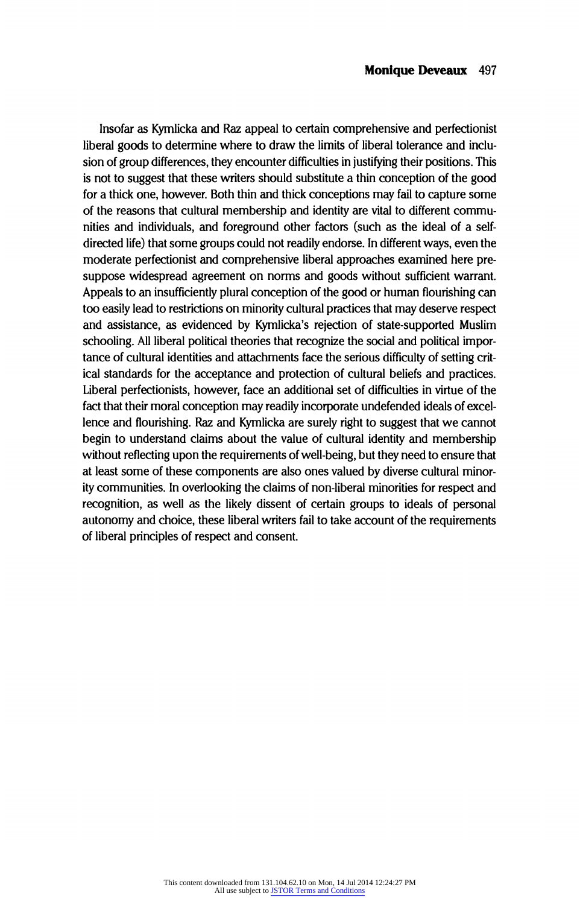Insofar as Kymlicka and Raz appeal to certain comprehensive and perfectionist liberal goods to determine where to draw the limits of liberal tolerance and inclusion of group differences, they encounter difficulties in justifying their positions. This is not to suggest that these writers should substitute a thin conception of the good for a thick one, however. Both thin and thick conceptions may fail to capture some of the reasons that cultural membership and identity are vital to different communities and individuals, and foreground other factors (such as the ideal of a self-directed life) that some groups could not readily endorse. In different ways, even the moderate perfectionist and comprehensive liberal approaches examined here presuppose widespread agreement on norms and goods without sufficient warrant. Appeals to an insufficiently plural conception of the good or human flourishing can too easily lead to restrictions on minority cultural practices that may deserve respect and assistance, as evidenced by Kymlicka's rejection of state-supported Muslim schooling. All liberal political theories that recognize the social and political importance of cultural identities and attachments face the serious difficulty of setting critical standards for the acceptance and protection of cultural beliefs and practices. Liberal perfectionists, however, face an additional set of difficulties in virtue of the fact that their moral conception may readily incorporate undefended ideals of excellence and flourishing. Raz and Kymlicka are surely right to suggest that we cannot begin to understand claims about the value of cultural identity and membership without reflecting upon the requirements of well-being, but they need to ensure that at least some of these components are also ones valued by diverse cultural minority communities. In overlooking the claims of non-liberal minorities for respect and recognition, as well as the likely dissent of certain groups to ideals of personal autonomy and choice, these liberal writers fail to take account of the requirements of liberal principles of respect and consent.